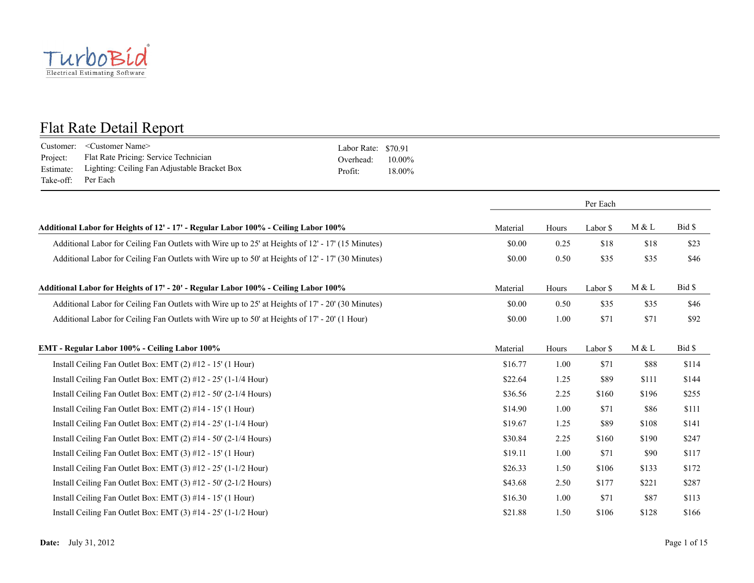TurboBid
Electrical Estimating Software

# Flat Rate Detail Report

Customer: <Customer Name>
Project: Flat Rate Pricing: Service Technician
Estimate: Lighting: Ceiling Fan Adjustable Bracket Box
Take-off: Per Each

Labor Rate: $70.91
Overhead: 10.00%
Profit: 18.00%

| | Per Each | | | | |
|---|---|---|---|---|---|
| **Additional Labor for Heights of 12' - 17' - Regular Labor 100% - Ceiling Labor 100%** | Material | Hours | Labor $ | M & L | Bid $ |
| Additional Labor for Ceiling Fan Outlets with Wire up to 25' at Heights of 12' - 17' (15 Minutes) | $0.00 | 0.25 | $18 | $18 | $23 |
| Additional Labor for Ceiling Fan Outlets with Wire up to 50' at Heights of 12' - 17' (30 Minutes) | $0.00 | 0.50 | $35 | $35 | $46 |
| **Additional Labor for Heights of 17' - 20' - Regular Labor 100% - Ceiling Labor 100%** | Material | Hours | Labor $ | M & L | Bid $ |
| Additional Labor for Ceiling Fan Outlets with Wire up to 25' at Heights of 17' - 20' (30 Minutes) | $0.00 | 0.50 | $35 | $35 | $46 |
| Additional Labor for Ceiling Fan Outlets with Wire up to 50' at Heights of 17' - 20' (1 Hour) | $0.00 | 1.00 | $71 | $71 | $92 |
| **EMT - Regular Labor 100% - Ceiling Labor 100%** | Material | Hours | Labor $ | M & L | Bid $ |
| Install Ceiling Fan Outlet Box: EMT (2) #12 - 15' (1 Hour) | $16.77 | 1.00 | $71 | $88 | $114 |
| Install Ceiling Fan Outlet Box: EMT (2) #12 - 25' (1-1/4 Hour) | $22.64 | 1.25 | $89 | $111 | $144 |
| Install Ceiling Fan Outlet Box: EMT (2) #12 - 50' (2-1/4 Hours) | $36.56 | 2.25 | $160 | $196 | $255 |
| Install Ceiling Fan Outlet Box: EMT (2) #14 - 15' (1 Hour) | $14.90 | 1.00 | $71 | $86 | $111 |
| Install Ceiling Fan Outlet Box: EMT (2) #14 - 25' (1-1/4 Hour) | $19.67 | 1.25 | $89 | $108 | $141 |
| Install Ceiling Fan Outlet Box: EMT (2) #14 - 50' (2-1/4 Hours) | $30.84 | 2.25 | $160 | $190 | $247 |
| Install Ceiling Fan Outlet Box: EMT (3) #12 - 15' (1 Hour) | $19.11 | 1.00 | $71 | $90 | $117 |
| Install Ceiling Fan Outlet Box: EMT (3) #12 - 25' (1-1/2 Hour) | $26.33 | 1.50 | $106 | $133 | $172 |
| Install Ceiling Fan Outlet Box: EMT (3) #12 - 50' (2-1/2 Hours) | $43.68 | 2.50 | $177 | $221 | $287 |
| Install Ceiling Fan Outlet Box: EMT (3) #14 - 15' (1 Hour) | $16.30 | 1.00 | $71 | $87 | $113 |
| Install Ceiling Fan Outlet Box: EMT (3) #14 - 25' (1-1/2 Hour) | $21.88 | 1.50 | $106 | $128 | $166 |

**Date:** July 31, 2012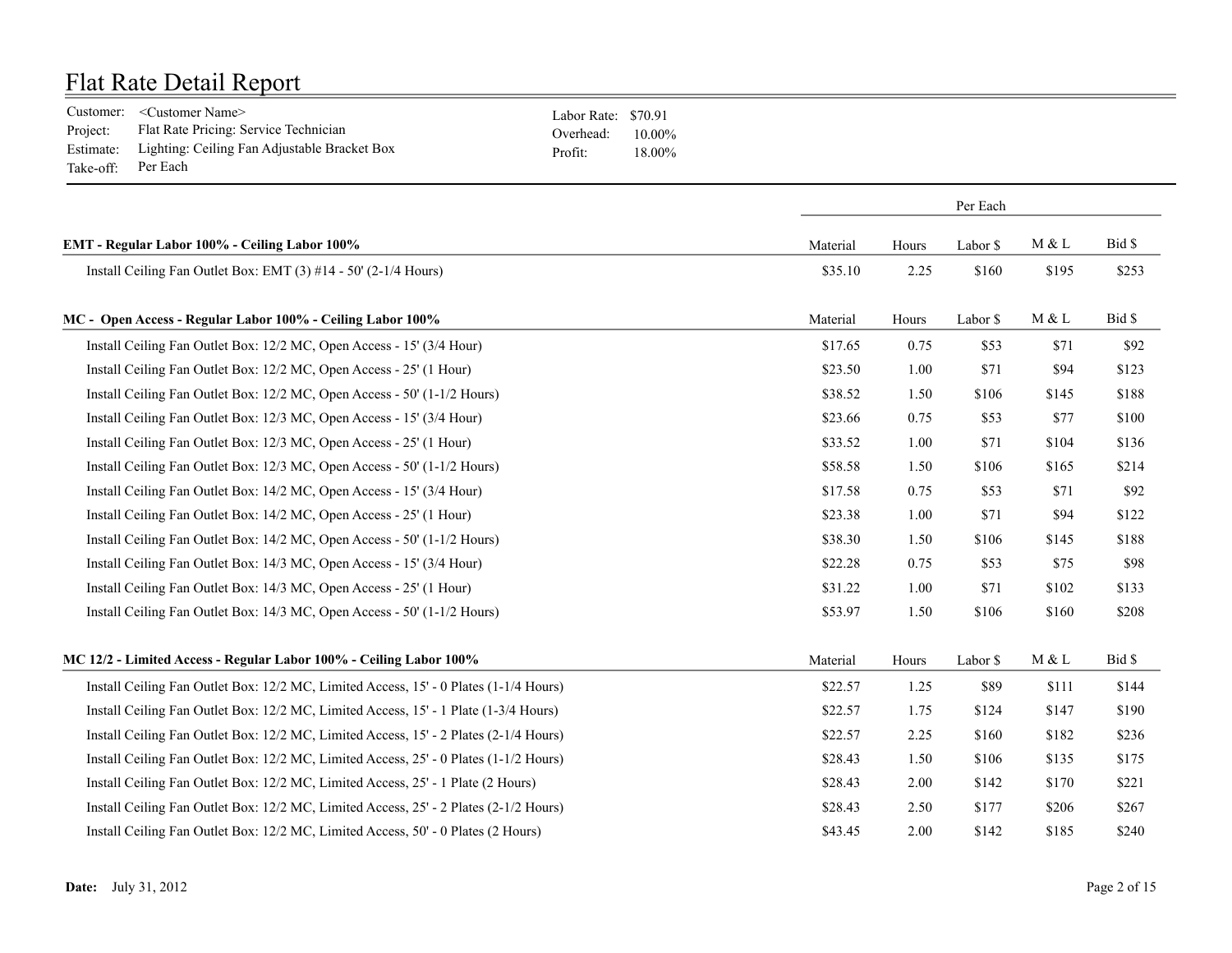# Flat Rate Detail Report

Customer: <Customer Name>
Project: Flat Rate Pricing: Service Technician
Estimate: Lighting: Ceiling Fan Adjustable Bracket Box
Take-off: Per Each

Labor Rate: $70.91
Overhead: 10.00%
Profit: 18.00%

| | Per Each | | | | |
|---|---|---|---|---|---|
| **EMT - Regular Labor 100% - Ceiling Labor 100%** | Material | Hours | Labor $ | M & L | Bid $ |
| Install Ceiling Fan Outlet Box: EMT (3) #14 - 50' (2-1/4 Hours) | $35.10 | 2.25 | $160 | $195 | $253 |
| **MC - Open Access - Regular Labor 100% - Ceiling Labor 100%** | Material | Hours | Labor $ | M & L | Bid $ |
| Install Ceiling Fan Outlet Box: 12/2 MC, Open Access - 15' (3/4 Hour) | $17.65 | 0.75 | $53 | $71 | $92 |
| Install Ceiling Fan Outlet Box: 12/2 MC, Open Access - 25' (1 Hour) | $23.50 | 1.00 | $71 | $94 | $123 |
| Install Ceiling Fan Outlet Box: 12/2 MC, Open Access - 50' (1-1/2 Hours) | $38.52 | 1.50 | $106 | $145 | $188 |
| Install Ceiling Fan Outlet Box: 12/3 MC, Open Access - 15' (3/4 Hour) | $23.66 | 0.75 | $53 | $77 | $100 |
| Install Ceiling Fan Outlet Box: 12/3 MC, Open Access - 25' (1 Hour) | $33.52 | 1.00 | $71 | $104 | $136 |
| Install Ceiling Fan Outlet Box: 12/3 MC, Open Access - 50' (1-1/2 Hours) | $58.58 | 1.50 | $106 | $165 | $214 |
| Install Ceiling Fan Outlet Box: 14/2 MC, Open Access - 15' (3/4 Hour) | $17.58 | 0.75 | $53 | $71 | $92 |
| Install Ceiling Fan Outlet Box: 14/2 MC, Open Access - 25' (1 Hour) | $23.38 | 1.00 | $71 | $94 | $122 |
| Install Ceiling Fan Outlet Box: 14/2 MC, Open Access - 50' (1-1/2 Hours) | $38.30 | 1.50 | $106 | $145 | $188 |
| Install Ceiling Fan Outlet Box: 14/3 MC, Open Access - 15' (3/4 Hour) | $22.28 | 0.75 | $53 | $75 | $98 |
| Install Ceiling Fan Outlet Box: 14/3 MC, Open Access - 25' (1 Hour) | $31.22 | 1.00 | $71 | $102 | $133 |
| Install Ceiling Fan Outlet Box: 14/3 MC, Open Access - 50' (1-1/2 Hours) | $53.97 | 1.50 | $106 | $160 | $208 |
| **MC 12/2 - Limited Access - Regular Labor 100% - Ceiling Labor 100%** | Material | Hours | Labor $ | M & L | Bid $ |
| Install Ceiling Fan Outlet Box: 12/2 MC, Limited Access, 15' - 0 Plates (1-1/4 Hours) | $22.57 | 1.25 | $89 | $111 | $144 |
| Install Ceiling Fan Outlet Box: 12/2 MC, Limited Access, 15' - 1 Plate (1-3/4 Hours) | $22.57 | 1.75 | $124 | $147 | $190 |
| Install Ceiling Fan Outlet Box: 12/2 MC, Limited Access, 15' - 2 Plates (2-1/4 Hours) | $22.57 | 2.25 | $160 | $182 | $236 |
| Install Ceiling Fan Outlet Box: 12/2 MC, Limited Access, 25' - 0 Plates (1-1/2 Hours) | $28.43 | 1.50 | $106 | $135 | $175 |
| Install Ceiling Fan Outlet Box: 12/2 MC, Limited Access, 25' - 1 Plate (2 Hours) | $28.43 | 2.00 | $142 | $170 | $221 |
| Install Ceiling Fan Outlet Box: 12/2 MC, Limited Access, 25' - 2 Plates (2-1/2 Hours) | $28.43 | 2.50 | $177 | $206 | $267 |
| Install Ceiling Fan Outlet Box: 12/2 MC, Limited Access, 50' - 0 Plates (2 Hours) | $43.45 | 2.00 | $142 | $185 | $240 |

**Date:** July 31, 2012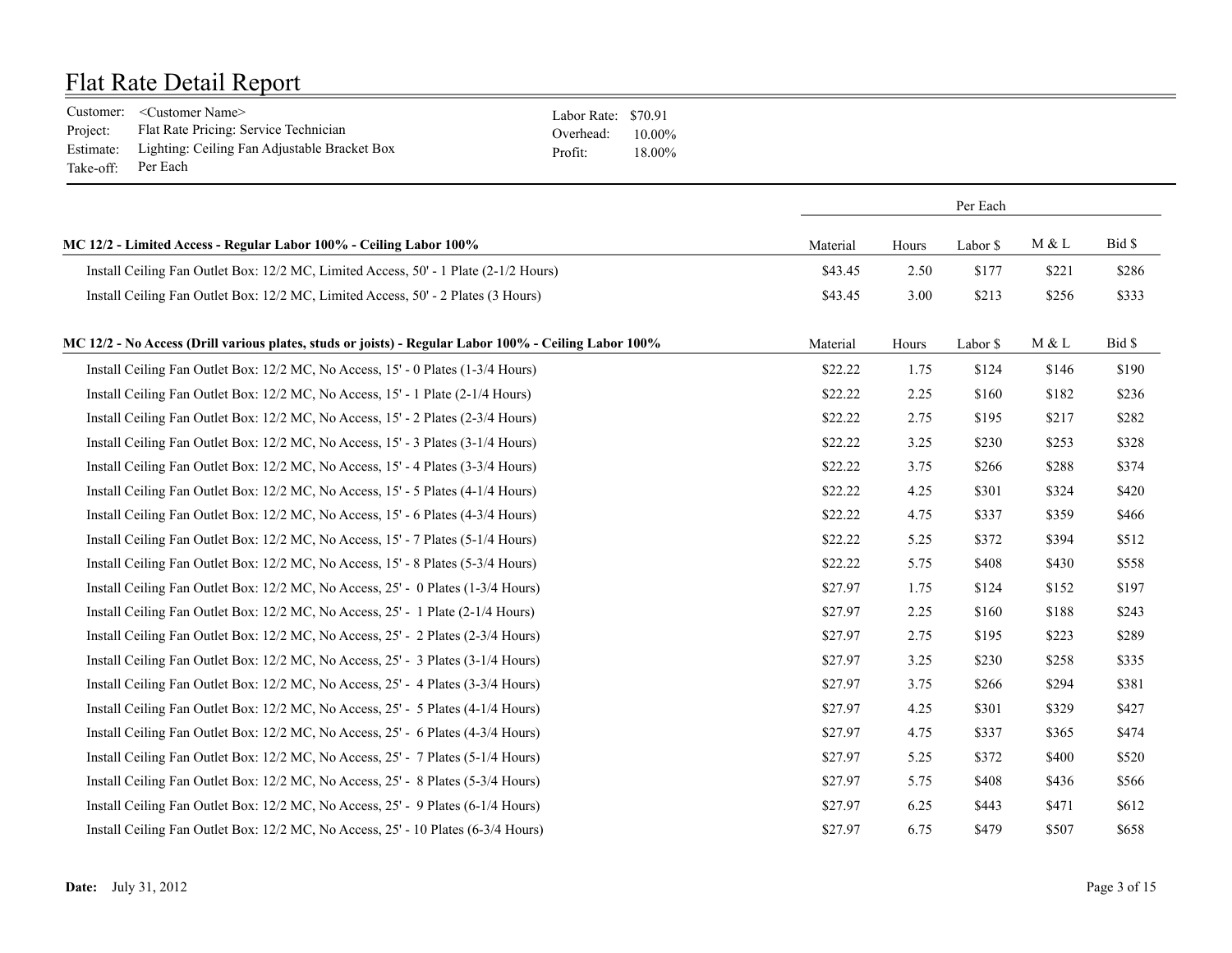# Flat Rate Detail Report

Customer: <Customer Name>
Project: Flat Rate Pricing: Service Technician
Estimate: Lighting: Ceiling Fan Adjustable Bracket Box
Take-off: Per Each

Labor Rate: $70.91
Overhead: 10.00%
Profit: 18.00%

| | Per Each | | | | |
|---|---|---|---|---|---|
| **MC 12/2 - Limited Access - Regular Labor 100% - Ceiling Labor 100%** | Material | Hours | Labor $ | M & L | Bid $ |
| Install Ceiling Fan Outlet Box: 12/2 MC, Limited Access, 50' - 1 Plate (2-1/2 Hours) | $43.45 | 2.50 | $177 | $221 | $286 |
| Install Ceiling Fan Outlet Box: 12/2 MC, Limited Access, 50' - 2 Plates (3 Hours) | $43.45 | 3.00 | $213 | $256 | $333 |
| **MC 12/2 - No Access (Drill various plates, studs or joists) - Regular Labor 100% - Ceiling Labor 100%** | Material | Hours | Labor $ | M & L | Bid $ |
| Install Ceiling Fan Outlet Box: 12/2 MC, No Access, 15' - 0 Plates (1-3/4 Hours) | $22.22 | 1.75 | $124 | $146 | $190 |
| Install Ceiling Fan Outlet Box: 12/2 MC, No Access, 15' - 1 Plate (2-1/4 Hours) | $22.22 | 2.25 | $160 | $182 | $236 |
| Install Ceiling Fan Outlet Box: 12/2 MC, No Access, 15' - 2 Plates (2-3/4 Hours) | $22.22 | 2.75 | $195 | $217 | $282 |
| Install Ceiling Fan Outlet Box: 12/2 MC, No Access, 15' - 3 Plates (3-1/4 Hours) | $22.22 | 3.25 | $230 | $253 | $328 |
| Install Ceiling Fan Outlet Box: 12/2 MC, No Access, 15' - 4 Plates (3-3/4 Hours) | $22.22 | 3.75 | $266 | $288 | $374 |
| Install Ceiling Fan Outlet Box: 12/2 MC, No Access, 15' - 5 Plates (4-1/4 Hours) | $22.22 | 4.25 | $301 | $324 | $420 |
| Install Ceiling Fan Outlet Box: 12/2 MC, No Access, 15' - 6 Plates (4-3/4 Hours) | $22.22 | 4.75 | $337 | $359 | $466 |
| Install Ceiling Fan Outlet Box: 12/2 MC, No Access, 15' - 7 Plates (5-1/4 Hours) | $22.22 | 5.25 | $372 | $394 | $512 |
| Install Ceiling Fan Outlet Box: 12/2 MC, No Access, 15' - 8 Plates (5-3/4 Hours) | $22.22 | 5.75 | $408 | $430 | $558 |
| Install Ceiling Fan Outlet Box: 12/2 MC, No Access, 25' - 0 Plates (1-3/4 Hours) | $27.97 | 1.75 | $124 | $152 | $197 |
| Install Ceiling Fan Outlet Box: 12/2 MC, No Access, 25' - 1 Plate (2-1/4 Hours) | $27.97 | 2.25 | $160 | $188 | $243 |
| Install Ceiling Fan Outlet Box: 12/2 MC, No Access, 25' - 2 Plates (2-3/4 Hours) | $27.97 | 2.75 | $195 | $223 | $289 |
| Install Ceiling Fan Outlet Box: 12/2 MC, No Access, 25' - 3 Plates (3-1/4 Hours) | $27.97 | 3.25 | $230 | $258 | $335 |
| Install Ceiling Fan Outlet Box: 12/2 MC, No Access, 25' - 4 Plates (3-3/4 Hours) | $27.97 | 3.75 | $266 | $294 | $381 |
| Install Ceiling Fan Outlet Box: 12/2 MC, No Access, 25' - 5 Plates (4-1/4 Hours) | $27.97 | 4.25 | $301 | $329 | $427 |
| Install Ceiling Fan Outlet Box: 12/2 MC, No Access, 25' - 6 Plates (4-3/4 Hours) | $27.97 | 4.75 | $337 | $365 | $474 |
| Install Ceiling Fan Outlet Box: 12/2 MC, No Access, 25' - 7 Plates (5-1/4 Hours) | $27.97 | 5.25 | $372 | $400 | $520 |
| Install Ceiling Fan Outlet Box: 12/2 MC, No Access, 25' - 8 Plates (5-3/4 Hours) | $27.97 | 5.75 | $408 | $436 | $566 |
| Install Ceiling Fan Outlet Box: 12/2 MC, No Access, 25' - 9 Plates (6-1/4 Hours) | $27.97 | 6.25 | $443 | $471 | $612 |
| Install Ceiling Fan Outlet Box: 12/2 MC, No Access, 25' - 10 Plates (6-3/4 Hours) | $27.97 | 6.75 | $479 | $507 | $658 |

**Date:** July 31, 2012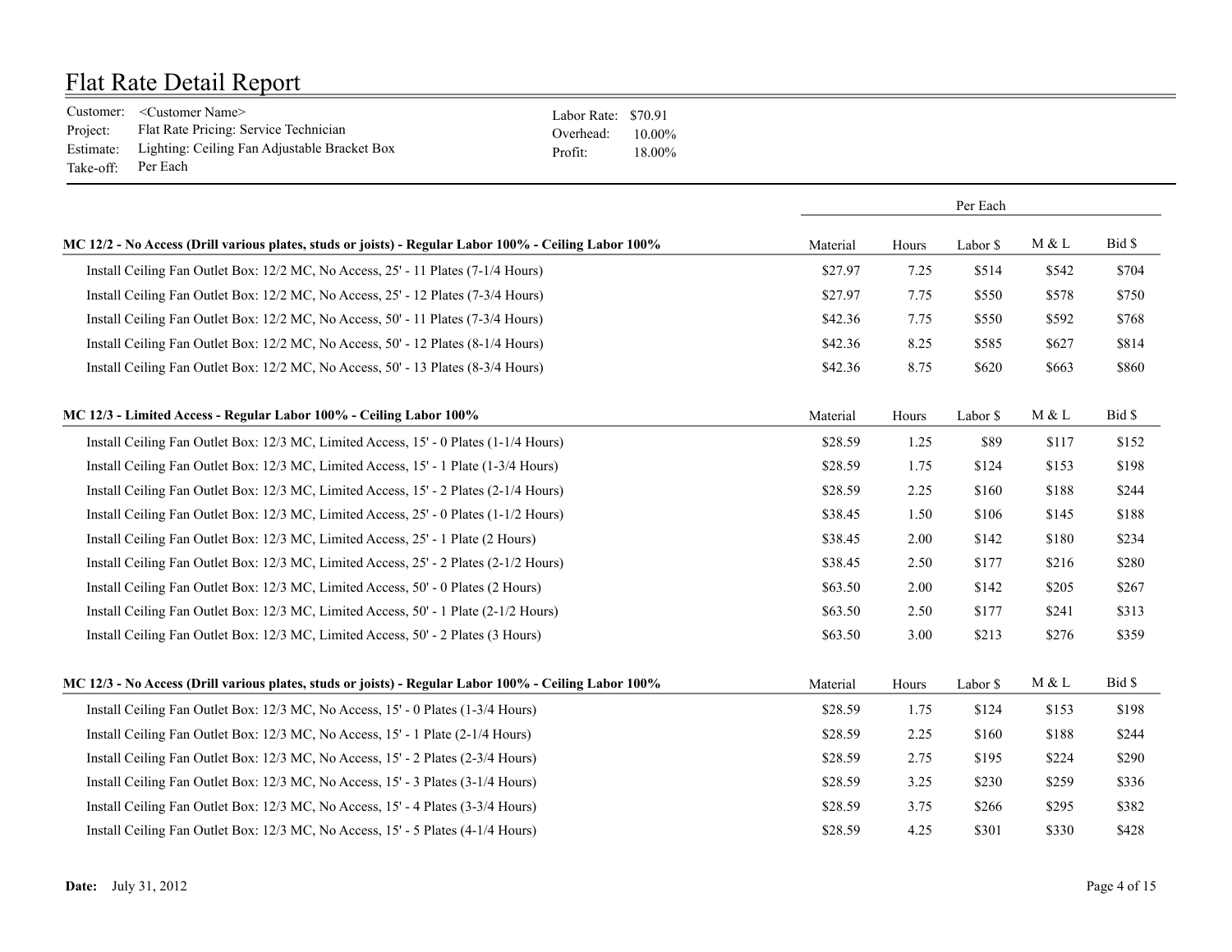# Flat Rate Detail Report

Customer: <Customer Name>
Project: Flat Rate Pricing: Service Technician
Estimate: Lighting: Ceiling Fan Adjustable Bracket Box
Take-off: Per Each

Labor Rate: $70.91
Overhead: 10.00%
Profit: 18.00%

| | Per Each | | | | |
|---|---|---|---|---|---|
| **MC 12/2 - No Access (Drill various plates, studs or joists) - Regular Labor 100% - Ceiling Labor 100%** | Material | Hours | Labor $ | M & L | Bid $ |
| Install Ceiling Fan Outlet Box: 12/2 MC, No Access, 25' - 11 Plates (7-1/4 Hours) | $27.97 | 7.25 | $514 | $542 | $704 |
| Install Ceiling Fan Outlet Box: 12/2 MC, No Access, 25' - 12 Plates (7-3/4 Hours) | $27.97 | 7.75 | $550 | $578 | $750 |
| Install Ceiling Fan Outlet Box: 12/2 MC, No Access, 50' - 11 Plates (7-3/4 Hours) | $42.36 | 7.75 | $550 | $592 | $768 |
| Install Ceiling Fan Outlet Box: 12/2 MC, No Access, 50' - 12 Plates (8-1/4 Hours) | $42.36 | 8.25 | $585 | $627 | $814 |
| Install Ceiling Fan Outlet Box: 12/2 MC, No Access, 50' - 13 Plates (8-3/4 Hours) | $42.36 | 8.75 | $620 | $663 | $860 |
| **MC 12/3 - Limited Access - Regular Labor 100% - Ceiling Labor 100%** | Material | Hours | Labor $ | M & L | Bid $ |
| Install Ceiling Fan Outlet Box: 12/3 MC, Limited Access, 15' - 0 Plates (1-1/4 Hours) | $28.59 | 1.25 | $89 | $117 | $152 |
| Install Ceiling Fan Outlet Box: 12/3 MC, Limited Access, 15' - 1 Plate (1-3/4 Hours) | $28.59 | 1.75 | $124 | $153 | $198 |
| Install Ceiling Fan Outlet Box: 12/3 MC, Limited Access, 15' - 2 Plates (2-1/4 Hours) | $28.59 | 2.25 | $160 | $188 | $244 |
| Install Ceiling Fan Outlet Box: 12/3 MC, Limited Access, 25' - 0 Plates (1-1/2 Hours) | $38.45 | 1.50 | $106 | $145 | $188 |
| Install Ceiling Fan Outlet Box: 12/3 MC, Limited Access, 25' - 1 Plate (2 Hours) | $38.45 | 2.00 | $142 | $180 | $234 |
| Install Ceiling Fan Outlet Box: 12/3 MC, Limited Access, 25' - 2 Plates (2-1/2 Hours) | $38.45 | 2.50 | $177 | $216 | $280 |
| Install Ceiling Fan Outlet Box: 12/3 MC, Limited Access, 50' - 0 Plates (2 Hours) | $63.50 | 2.00 | $142 | $205 | $267 |
| Install Ceiling Fan Outlet Box: 12/3 MC, Limited Access, 50' - 1 Plate (2-1/2 Hours) | $63.50 | 2.50 | $177 | $241 | $313 |
| Install Ceiling Fan Outlet Box: 12/3 MC, Limited Access, 50' - 2 Plates (3 Hours) | $63.50 | 3.00 | $213 | $276 | $359 |
| **MC 12/3 - No Access (Drill various plates, studs or joists) - Regular Labor 100% - Ceiling Labor 100%** | Material | Hours | Labor $ | M & L | Bid $ |
| Install Ceiling Fan Outlet Box: 12/3 MC, No Access, 15' - 0 Plates (1-3/4 Hours) | $28.59 | 1.75 | $124 | $153 | $198 |
| Install Ceiling Fan Outlet Box: 12/3 MC, No Access, 15' - 1 Plate (2-1/4 Hours) | $28.59 | 2.25 | $160 | $188 | $244 |
| Install Ceiling Fan Outlet Box: 12/3 MC, No Access, 15' - 2 Plates (2-3/4 Hours) | $28.59 | 2.75 | $195 | $224 | $290 |
| Install Ceiling Fan Outlet Box: 12/3 MC, No Access, 15' - 3 Plates (3-1/4 Hours) | $28.59 | 3.25 | $230 | $259 | $336 |
| Install Ceiling Fan Outlet Box: 12/3 MC, No Access, 15' - 4 Plates (3-3/4 Hours) | $28.59 | 3.75 | $266 | $295 | $382 |
| Install Ceiling Fan Outlet Box: 12/3 MC, No Access, 15' - 5 Plates (4-1/4 Hours) | $28.59 | 4.25 | $301 | $330 | $428 |

**Date:** July 31, 2012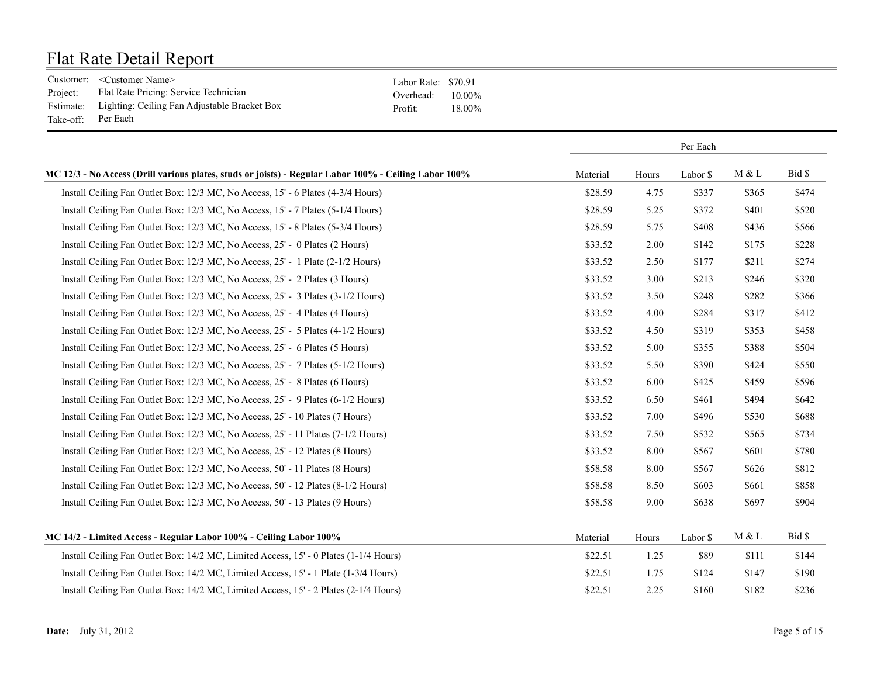# Flat Rate Detail Report

Customer: <Customer Name>
Project: Flat Rate Pricing: Service Technician
Estimate: Lighting: Ceiling Fan Adjustable Bracket Box
Take-off: Per Each

Labor Rate: $70.91
Overhead: 10.00%
Profit: 18.00%

| | Per Each | | | | |
|---|---|---|---|---|---|
| **MC 12/3 - No Access (Drill various plates, studs or joists) - Regular Labor 100% - Ceiling Labor 100%** | Material | Hours | Labor $ | M & L | Bid $ |
| Install Ceiling Fan Outlet Box: 12/3 MC, No Access, 15' - 6 Plates (4-3/4 Hours) | $28.59 | 4.75 | $337 | $365 | $474 |
| Install Ceiling Fan Outlet Box: 12/3 MC, No Access, 15' - 7 Plates (5-1/4 Hours) | $28.59 | 5.25 | $372 | $401 | $520 |
| Install Ceiling Fan Outlet Box: 12/3 MC, No Access, 15' - 8 Plates (5-3/4 Hours) | $28.59 | 5.75 | $408 | $436 | $566 |
| Install Ceiling Fan Outlet Box: 12/3 MC, No Access, 25' - 0 Plates (2 Hours) | $33.52 | 2.00 | $142 | $175 | $228 |
| Install Ceiling Fan Outlet Box: 12/3 MC, No Access, 25' - 1 Plate (2-1/2 Hours) | $33.52 | 2.50 | $177 | $211 | $274 |
| Install Ceiling Fan Outlet Box: 12/3 MC, No Access, 25' - 2 Plates (3 Hours) | $33.52 | 3.00 | $213 | $246 | $320 |
| Install Ceiling Fan Outlet Box: 12/3 MC, No Access, 25' - 3 Plates (3-1/2 Hours) | $33.52 | 3.50 | $248 | $282 | $366 |
| Install Ceiling Fan Outlet Box: 12/3 MC, No Access, 25' - 4 Plates (4 Hours) | $33.52 | 4.00 | $284 | $317 | $412 |
| Install Ceiling Fan Outlet Box: 12/3 MC, No Access, 25' - 5 Plates (4-1/2 Hours) | $33.52 | 4.50 | $319 | $353 | $458 |
| Install Ceiling Fan Outlet Box: 12/3 MC, No Access, 25' - 6 Plates (5 Hours) | $33.52 | 5.00 | $355 | $388 | $504 |
| Install Ceiling Fan Outlet Box: 12/3 MC, No Access, 25' - 7 Plates (5-1/2 Hours) | $33.52 | 5.50 | $390 | $424 | $550 |
| Install Ceiling Fan Outlet Box: 12/3 MC, No Access, 25' - 8 Plates (6 Hours) | $33.52 | 6.00 | $425 | $459 | $596 |
| Install Ceiling Fan Outlet Box: 12/3 MC, No Access, 25' - 9 Plates (6-1/2 Hours) | $33.52 | 6.50 | $461 | $494 | $642 |
| Install Ceiling Fan Outlet Box: 12/3 MC, No Access, 25' - 10 Plates (7 Hours) | $33.52 | 7.00 | $496 | $530 | $688 |
| Install Ceiling Fan Outlet Box: 12/3 MC, No Access, 25' - 11 Plates (7-1/2 Hours) | $33.52 | 7.50 | $532 | $565 | $734 |
| Install Ceiling Fan Outlet Box: 12/3 MC, No Access, 25' - 12 Plates (8 Hours) | $33.52 | 8.00 | $567 | $601 | $780 |
| Install Ceiling Fan Outlet Box: 12/3 MC, No Access, 50' - 11 Plates (8 Hours) | $58.58 | 8.00 | $567 | $626 | $812 |
| Install Ceiling Fan Outlet Box: 12/3 MC, No Access, 50' - 12 Plates (8-1/2 Hours) | $58.58 | 8.50 | $603 | $661 | $858 |
| Install Ceiling Fan Outlet Box: 12/3 MC, No Access, 50' - 13 Plates (9 Hours) | $58.58 | 9.00 | $638 | $697 | $904 |
| **MC 14/2 - Limited Access - Regular Labor 100% - Ceiling Labor 100%** | Material | Hours | Labor $ | M & L | Bid $ |
| Install Ceiling Fan Outlet Box: 14/2 MC, Limited Access, 15' - 0 Plates (1-1/4 Hours) | $22.51 | 1.25 | $89 | $111 | $144 |
| Install Ceiling Fan Outlet Box: 14/2 MC, Limited Access, 15' - 1 Plate (1-3/4 Hours) | $22.51 | 1.75 | $124 | $147 | $190 |
| Install Ceiling Fan Outlet Box: 14/2 MC, Limited Access, 15' - 2 Plates (2-1/4 Hours) | $22.51 | 2.25 | $160 | $182 | $236 |

**Date:** July 31, 2012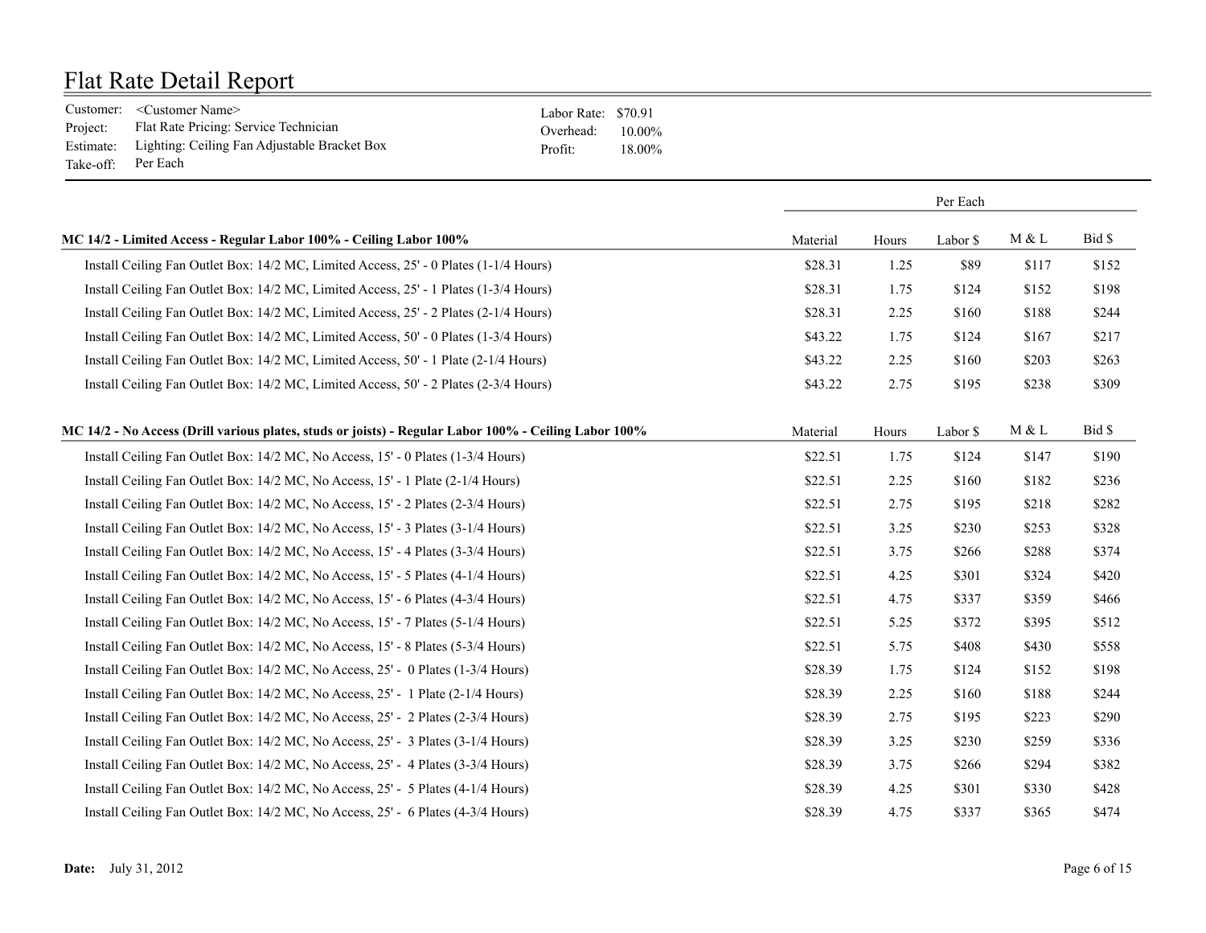# Flat Rate Detail Report

Customer: <Customer Name>
Project: Flat Rate Pricing: Service Technician
Estimate: Lighting: Ceiling Fan Adjustable Bracket Box
Take-off: Per Each

Labor Rate: $70.91
Overhead: 10.00%
Profit: 18.00%

| | Per Each | | | | |
|---|---|---|---|---|---|
| **MC 14/2 - Limited Access - Regular Labor 100% - Ceiling Labor 100%** | Material | Hours | Labor $ | M & L | Bid $ |
| Install Ceiling Fan Outlet Box: 14/2 MC, Limited Access, 25' - 0 Plates (1-1/4 Hours) | $28.31 | 1.25 | $89 | $117 | $152 |
| Install Ceiling Fan Outlet Box: 14/2 MC, Limited Access, 25' - 1 Plates (1-3/4 Hours) | $28.31 | 1.75 | $124 | $152 | $198 |
| Install Ceiling Fan Outlet Box: 14/2 MC, Limited Access, 25' - 2 Plates (2-1/4 Hours) | $28.31 | 2.25 | $160 | $188 | $244 |
| Install Ceiling Fan Outlet Box: 14/2 MC, Limited Access, 50' - 0 Plates (1-3/4 Hours) | $43.22 | 1.75 | $124 | $167 | $217 |
| Install Ceiling Fan Outlet Box: 14/2 MC, Limited Access, 50' - 1 Plate (2-1/4 Hours) | $43.22 | 2.25 | $160 | $203 | $263 |
| Install Ceiling Fan Outlet Box: 14/2 MC, Limited Access, 50' - 2 Plates (2-3/4 Hours) | $43.22 | 2.75 | $195 | $238 | $309 |
| **MC 14/2 - No Access (Drill various plates, studs or joists) - Regular Labor 100% - Ceiling Labor 100%** | Material | Hours | Labor $ | M & L | Bid $ |
| Install Ceiling Fan Outlet Box: 14/2 MC, No Access, 15' - 0 Plates (1-3/4 Hours) | $22.51 | 1.75 | $124 | $147 | $190 |
| Install Ceiling Fan Outlet Box: 14/2 MC, No Access, 15' - 1 Plate (2-1/4 Hours) | $22.51 | 2.25 | $160 | $182 | $236 |
| Install Ceiling Fan Outlet Box: 14/2 MC, No Access, 15' - 2 Plates (2-3/4 Hours) | $22.51 | 2.75 | $195 | $218 | $282 |
| Install Ceiling Fan Outlet Box: 14/2 MC, No Access, 15' - 3 Plates (3-1/4 Hours) | $22.51 | 3.25 | $230 | $253 | $328 |
| Install Ceiling Fan Outlet Box: 14/2 MC, No Access, 15' - 4 Plates (3-3/4 Hours) | $22.51 | 3.75 | $266 | $288 | $374 |
| Install Ceiling Fan Outlet Box: 14/2 MC, No Access, 15' - 5 Plates (4-1/4 Hours) | $22.51 | 4.25 | $301 | $324 | $420 |
| Install Ceiling Fan Outlet Box: 14/2 MC, No Access, 15' - 6 Plates (4-3/4 Hours) | $22.51 | 4.75 | $337 | $359 | $466 |
| Install Ceiling Fan Outlet Box: 14/2 MC, No Access, 15' - 7 Plates (5-1/4 Hours) | $22.51 | 5.25 | $372 | $395 | $512 |
| Install Ceiling Fan Outlet Box: 14/2 MC, No Access, 15' - 8 Plates (5-3/4 Hours) | $22.51 | 5.75 | $408 | $430 | $558 |
| Install Ceiling Fan Outlet Box: 14/2 MC, No Access, 25' - 0 Plates (1-3/4 Hours) | $28.39 | 1.75 | $124 | $152 | $198 |
| Install Ceiling Fan Outlet Box: 14/2 MC, No Access, 25' - 1 Plate (2-1/4 Hours) | $28.39 | 2.25 | $160 | $188 | $244 |
| Install Ceiling Fan Outlet Box: 14/2 MC, No Access, 25' - 2 Plates (2-3/4 Hours) | $28.39 | 2.75 | $195 | $223 | $290 |
| Install Ceiling Fan Outlet Box: 14/2 MC, No Access, 25' - 3 Plates (3-1/4 Hours) | $28.39 | 3.25 | $230 | $259 | $336 |
| Install Ceiling Fan Outlet Box: 14/2 MC, No Access, 25' - 4 Plates (3-3/4 Hours) | $28.39 | 3.75 | $266 | $294 | $382 |
| Install Ceiling Fan Outlet Box: 14/2 MC, No Access, 25' - 5 Plates (4-1/4 Hours) | $28.39 | 4.25 | $301 | $330 | $428 |
| Install Ceiling Fan Outlet Box: 14/2 MC, No Access, 25' - 6 Plates (4-3/4 Hours) | $28.39 | 4.75 | $337 | $365 | $474 |

**Date:** July 31, 2012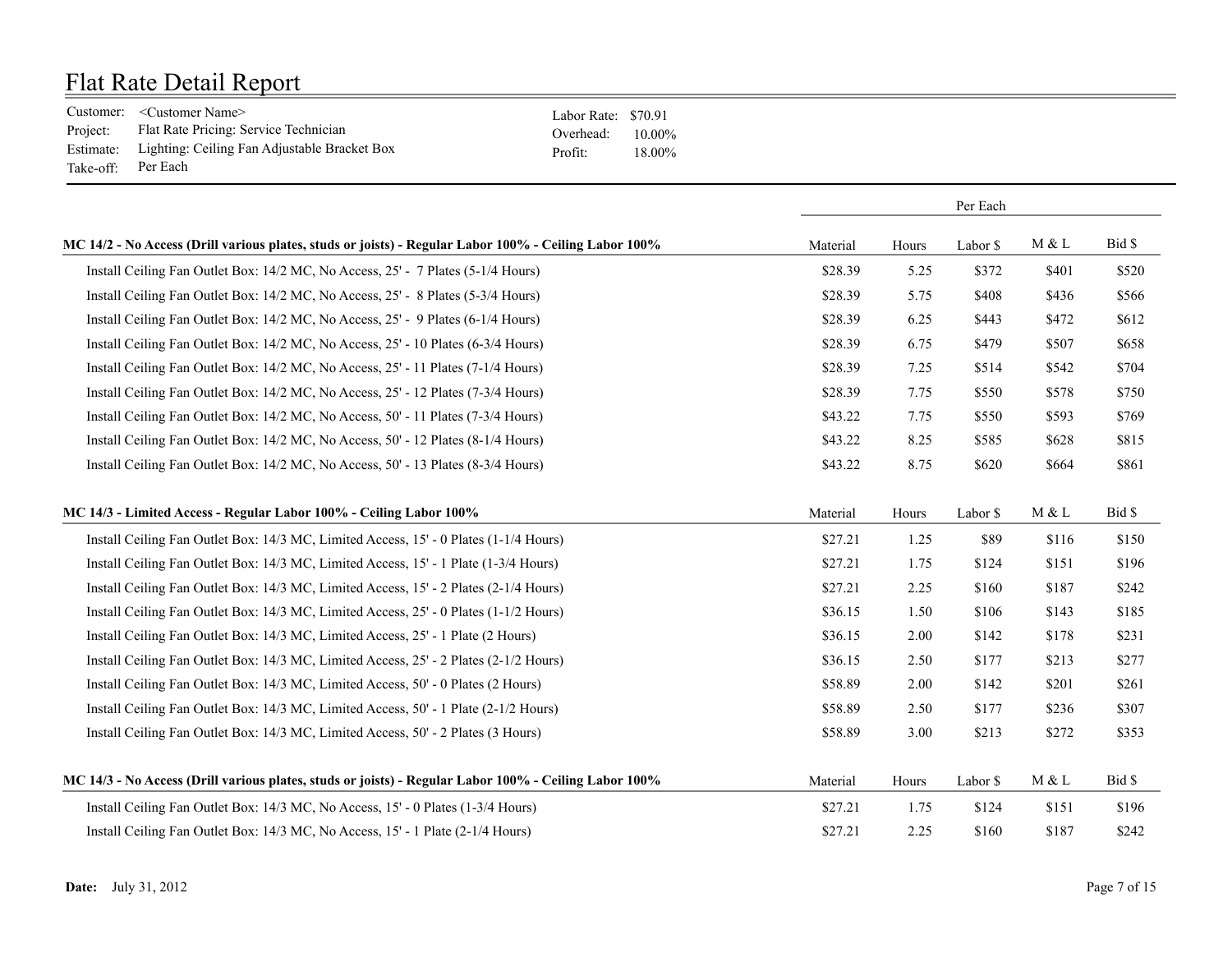# Flat Rate Detail Report

Customer: <Customer Name>
Project: Flat Rate Pricing: Service Technician
Estimate: Lighting: Ceiling Fan Adjustable Bracket Box
Take-off: Per Each

Labor Rate: $70.91
Overhead: 10.00%
Profit: 18.00%

| | Per Each | | | | |
|---|---|---|---|---|---|
| **MC 14/2 - No Access (Drill various plates, studs or joists) - Regular Labor 100% - Ceiling Labor 100%** | Material | Hours | Labor $ | M & L | Bid $ |
| Install Ceiling Fan Outlet Box: 14/2 MC, No Access, 25' - 7 Plates (5-1/4 Hours) | $28.39 | 5.25 | $372 | $401 | $520 |
| Install Ceiling Fan Outlet Box: 14/2 MC, No Access, 25' - 8 Plates (5-3/4 Hours) | $28.39 | 5.75 | $408 | $436 | $566 |
| Install Ceiling Fan Outlet Box: 14/2 MC, No Access, 25' - 9 Plates (6-1/4 Hours) | $28.39 | 6.25 | $443 | $472 | $612 |
| Install Ceiling Fan Outlet Box: 14/2 MC, No Access, 25' - 10 Plates (6-3/4 Hours) | $28.39 | 6.75 | $479 | $507 | $658 |
| Install Ceiling Fan Outlet Box: 14/2 MC, No Access, 25' - 11 Plates (7-1/4 Hours) | $28.39 | 7.25 | $514 | $542 | $704 |
| Install Ceiling Fan Outlet Box: 14/2 MC, No Access, 25' - 12 Plates (7-3/4 Hours) | $28.39 | 7.75 | $550 | $578 | $750 |
| Install Ceiling Fan Outlet Box: 14/2 MC, No Access, 50' - 11 Plates (7-3/4 Hours) | $43.22 | 7.75 | $550 | $593 | $769 |
| Install Ceiling Fan Outlet Box: 14/2 MC, No Access, 50' - 12 Plates (8-1/4 Hours) | $43.22 | 8.25 | $585 | $628 | $815 |
| Install Ceiling Fan Outlet Box: 14/2 MC, No Access, 50' - 13 Plates (8-3/4 Hours) | $43.22 | 8.75 | $620 | $664 | $861 |
| **MC 14/3 - Limited Access - Regular Labor 100% - Ceiling Labor 100%** | Material | Hours | Labor $ | M & L | Bid $ |
| Install Ceiling Fan Outlet Box: 14/3 MC, Limited Access, 15' - 0 Plates (1-1/4 Hours) | $27.21 | 1.25 | $89 | $116 | $150 |
| Install Ceiling Fan Outlet Box: 14/3 MC, Limited Access, 15' - 1 Plate (1-3/4 Hours) | $27.21 | 1.75 | $124 | $151 | $196 |
| Install Ceiling Fan Outlet Box: 14/3 MC, Limited Access, 15' - 2 Plates (2-1/4 Hours) | $27.21 | 2.25 | $160 | $187 | $242 |
| Install Ceiling Fan Outlet Box: 14/3 MC, Limited Access, 25' - 0 Plates (1-1/2 Hours) | $36.15 | 1.50 | $106 | $143 | $185 |
| Install Ceiling Fan Outlet Box: 14/3 MC, Limited Access, 25' - 1 Plate (2 Hours) | $36.15 | 2.00 | $142 | $178 | $231 |
| Install Ceiling Fan Outlet Box: 14/3 MC, Limited Access, 25' - 2 Plates (2-1/2 Hours) | $36.15 | 2.50 | $177 | $213 | $277 |
| Install Ceiling Fan Outlet Box: 14/3 MC, Limited Access, 50' - 0 Plates (2 Hours) | $58.89 | 2.00 | $142 | $201 | $261 |
| Install Ceiling Fan Outlet Box: 14/3 MC, Limited Access, 50' - 1 Plate (2-1/2 Hours) | $58.89 | 2.50 | $177 | $236 | $307 |
| Install Ceiling Fan Outlet Box: 14/3 MC, Limited Access, 50' - 2 Plates (3 Hours) | $58.89 | 3.00 | $213 | $272 | $353 |
| **MC 14/3 - No Access (Drill various plates, studs or joists) - Regular Labor 100% - Ceiling Labor 100%** | Material | Hours | Labor $ | M & L | Bid $ |
| Install Ceiling Fan Outlet Box: 14/3 MC, No Access, 15' - 0 Plates (1-3/4 Hours) | $27.21 | 1.75 | $124 | $151 | $196 |
| Install Ceiling Fan Outlet Box: 14/3 MC, No Access, 15' - 1 Plate (2-1/4 Hours) | $27.21 | 2.25 | $160 | $187 | $242 |

**Date:** July 31, 2012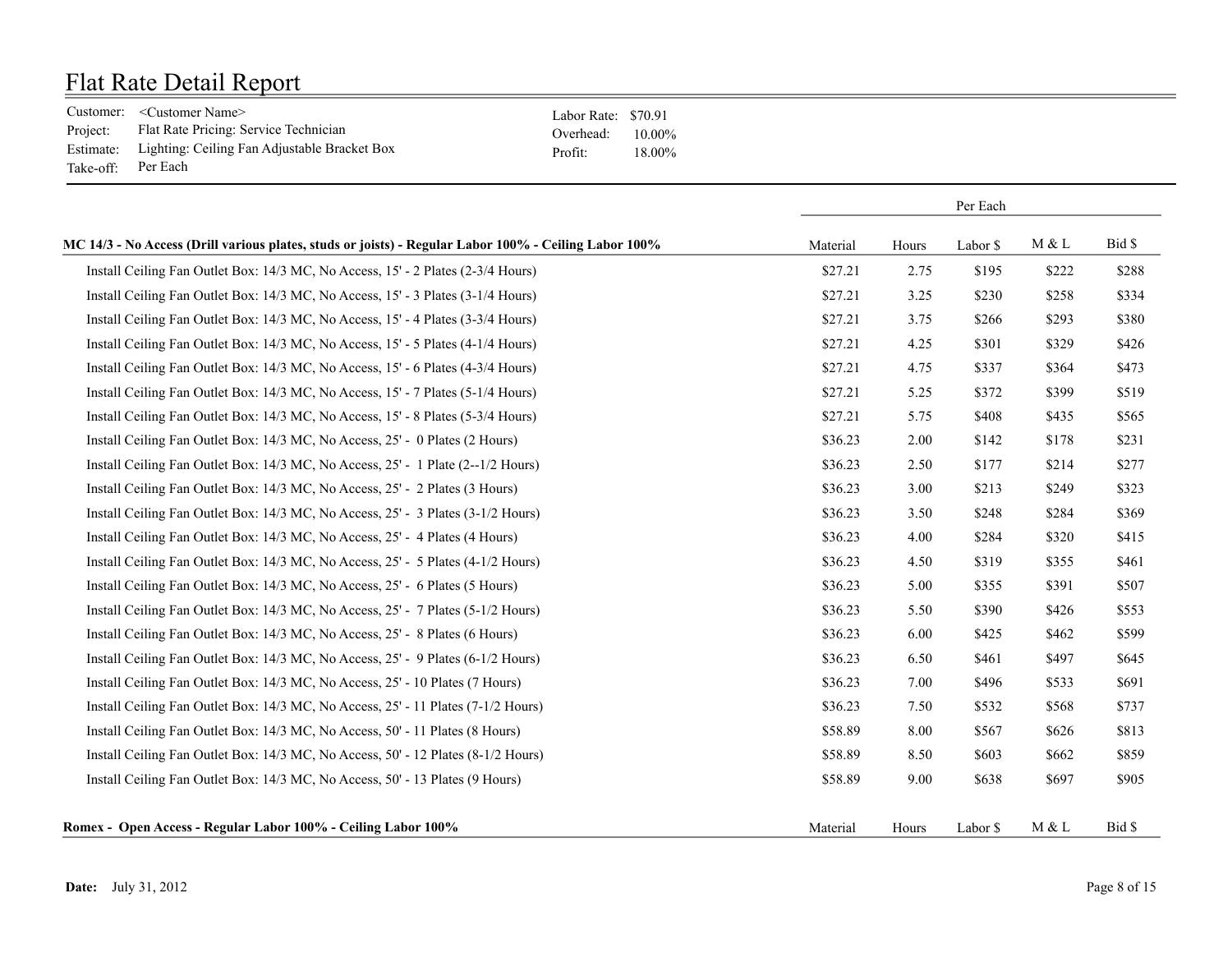# Flat Rate Detail Report

Customer: <Customer Name>
Project: Flat Rate Pricing: Service Technician
Estimate: Lighting: Ceiling Fan Adjustable Bracket Box
Take-off: Per Each

Labor Rate: $70.91
Overhead: 10.00%
Profit: 18.00%

| | Per Each | | | | |
|---|---|---|---|---|---|
| **MC 14/3 - No Access (Drill various plates, studs or joists) - Regular Labor 100% - Ceiling Labor 100%** | Material | Hours | Labor $ | M & L | Bid $ |
| Install Ceiling Fan Outlet Box: 14/3 MC, No Access, 15' - 2 Plates (2-3/4 Hours) | $27.21 | 2.75 | $195 | $222 | $288 |
| Install Ceiling Fan Outlet Box: 14/3 MC, No Access, 15' - 3 Plates (3-1/4 Hours) | $27.21 | 3.25 | $230 | $258 | $334 |
| Install Ceiling Fan Outlet Box: 14/3 MC, No Access, 15' - 4 Plates (3-3/4 Hours) | $27.21 | 3.75 | $266 | $293 | $380 |
| Install Ceiling Fan Outlet Box: 14/3 MC, No Access, 15' - 5 Plates (4-1/4 Hours) | $27.21 | 4.25 | $301 | $329 | $426 |
| Install Ceiling Fan Outlet Box: 14/3 MC, No Access, 15' - 6 Plates (4-3/4 Hours) | $27.21 | 4.75 | $337 | $364 | $473 |
| Install Ceiling Fan Outlet Box: 14/3 MC, No Access, 15' - 7 Plates (5-1/4 Hours) | $27.21 | 5.25 | $372 | $399 | $519 |
| Install Ceiling Fan Outlet Box: 14/3 MC, No Access, 15' - 8 Plates (5-3/4 Hours) | $27.21 | 5.75 | $408 | $435 | $565 |
| Install Ceiling Fan Outlet Box: 14/3 MC, No Access, 25' - 0 Plates (2 Hours) | $36.23 | 2.00 | $142 | $178 | $231 |
| Install Ceiling Fan Outlet Box: 14/3 MC, No Access, 25' - 1 Plate (2--1/2 Hours) | $36.23 | 2.50 | $177 | $214 | $277 |
| Install Ceiling Fan Outlet Box: 14/3 MC, No Access, 25' - 2 Plates (3 Hours) | $36.23 | 3.00 | $213 | $249 | $323 |
| Install Ceiling Fan Outlet Box: 14/3 MC, No Access, 25' - 3 Plates (3-1/2 Hours) | $36.23 | 3.50 | $248 | $284 | $369 |
| Install Ceiling Fan Outlet Box: 14/3 MC, No Access, 25' - 4 Plates (4 Hours) | $36.23 | 4.00 | $284 | $320 | $415 |
| Install Ceiling Fan Outlet Box: 14/3 MC, No Access, 25' - 5 Plates (4-1/2 Hours) | $36.23 | 4.50 | $319 | $355 | $461 |
| Install Ceiling Fan Outlet Box: 14/3 MC, No Access, 25' - 6 Plates (5 Hours) | $36.23 | 5.00 | $355 | $391 | $507 |
| Install Ceiling Fan Outlet Box: 14/3 MC, No Access, 25' - 7 Plates (5-1/2 Hours) | $36.23 | 5.50 | $390 | $426 | $553 |
| Install Ceiling Fan Outlet Box: 14/3 MC, No Access, 25' - 8 Plates (6 Hours) | $36.23 | 6.00 | $425 | $462 | $599 |
| Install Ceiling Fan Outlet Box: 14/3 MC, No Access, 25' - 9 Plates (6-1/2 Hours) | $36.23 | 6.50 | $461 | $497 | $645 |
| Install Ceiling Fan Outlet Box: 14/3 MC, No Access, 25' - 10 Plates (7 Hours) | $36.23 | 7.00 | $496 | $533 | $691 |
| Install Ceiling Fan Outlet Box: 14/3 MC, No Access, 25' - 11 Plates (7-1/2 Hours) | $36.23 | 7.50 | $532 | $568 | $737 |
| Install Ceiling Fan Outlet Box: 14/3 MC, No Access, 50' - 11 Plates (8 Hours) | $58.89 | 8.00 | $567 | $626 | $813 |
| Install Ceiling Fan Outlet Box: 14/3 MC, No Access, 50' - 12 Plates (8-1/2 Hours) | $58.89 | 8.50 | $603 | $662 | $859 |
| Install Ceiling Fan Outlet Box: 14/3 MC, No Access, 50' - 13 Plates (9 Hours) | $58.89 | 9.00 | $638 | $697 | $905 |

| **Romex - Open Access - Regular Labor 100% - Ceiling Labor 100%** | Material | Hours | Labor $ | M & L | Bid $ |
|---|---|---|---|---|---|

**Date:** July 31, 2012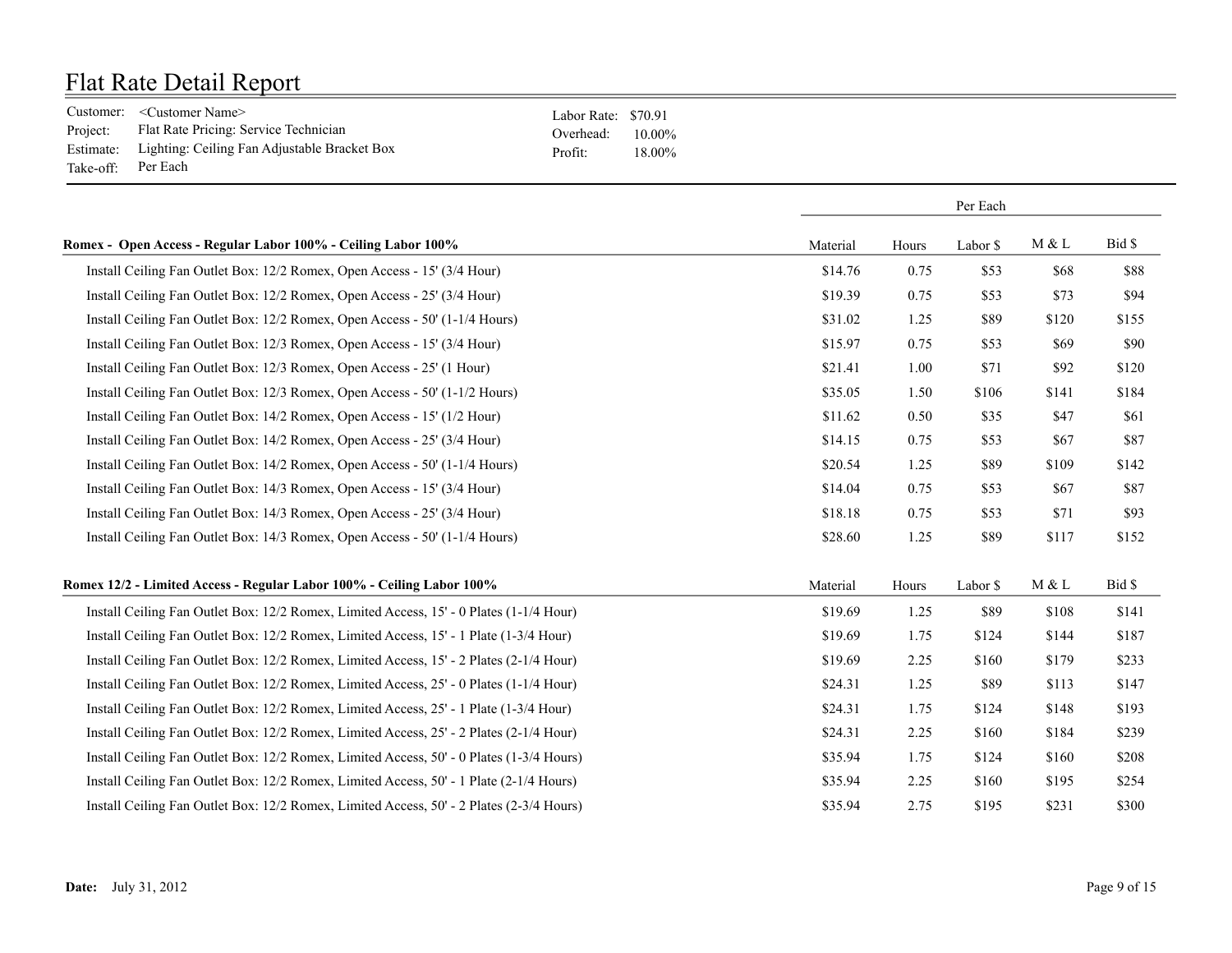# Flat Rate Detail Report

Customer: <Customer Name>
Project: Flat Rate Pricing: Service Technician
Estimate: Lighting: Ceiling Fan Adjustable Bracket Box
Take-off: Per Each

Labor Rate: $70.91
Overhead: 10.00%
Profit: 18.00%

| | Per Each | | | | |
|---|---|---|---|---|---|
| **Romex - Open Access - Regular Labor 100% - Ceiling Labor 100%** | Material | Hours | Labor $ | M & L | Bid $ |
| Install Ceiling Fan Outlet Box: 12/2 Romex, Open Access - 15' (3/4 Hour) | $14.76 | 0.75 | $53 | $68 | $88 |
| Install Ceiling Fan Outlet Box: 12/2 Romex, Open Access - 25' (3/4 Hour) | $19.39 | 0.75 | $53 | $73 | $94 |
| Install Ceiling Fan Outlet Box: 12/2 Romex, Open Access - 50' (1-1/4 Hours) | $31.02 | 1.25 | $89 | $120 | $155 |
| Install Ceiling Fan Outlet Box: 12/3 Romex, Open Access - 15' (3/4 Hour) | $15.97 | 0.75 | $53 | $69 | $90 |
| Install Ceiling Fan Outlet Box: 12/3 Romex, Open Access - 25' (1 Hour) | $21.41 | 1.00 | $71 | $92 | $120 |
| Install Ceiling Fan Outlet Box: 12/3 Romex, Open Access - 50' (1-1/2 Hours) | $35.05 | 1.50 | $106 | $141 | $184 |
| Install Ceiling Fan Outlet Box: 14/2 Romex, Open Access - 15' (1/2 Hour) | $11.62 | 0.50 | $35 | $47 | $61 |
| Install Ceiling Fan Outlet Box: 14/2 Romex, Open Access - 25' (3/4 Hour) | $14.15 | 0.75 | $53 | $67 | $87 |
| Install Ceiling Fan Outlet Box: 14/2 Romex, Open Access - 50' (1-1/4 Hours) | $20.54 | 1.25 | $89 | $109 | $142 |
| Install Ceiling Fan Outlet Box: 14/3 Romex, Open Access - 15' (3/4 Hour) | $14.04 | 0.75 | $53 | $67 | $87 |
| Install Ceiling Fan Outlet Box: 14/3 Romex, Open Access - 25' (3/4 Hour) | $18.18 | 0.75 | $53 | $71 | $93 |
| Install Ceiling Fan Outlet Box: 14/3 Romex, Open Access - 50' (1-1/4 Hours) | $28.60 | 1.25 | $89 | $117 | $152 |

| **Romex 12/2 - Limited Access - Regular Labor 100% - Ceiling Labor 100%** | Material | Hours | Labor $ | M & L | Bid $ |
|---|---|---|---|---|---|
| Install Ceiling Fan Outlet Box: 12/2 Romex, Limited Access, 15' - 0 Plates (1-1/4 Hour) | $19.69 | 1.25 | $89 | $108 | $141 |
| Install Ceiling Fan Outlet Box: 12/2 Romex, Limited Access, 15' - 1 Plate (1-3/4 Hour) | $19.69 | 1.75 | $124 | $144 | $187 |
| Install Ceiling Fan Outlet Box: 12/2 Romex, Limited Access, 15' - 2 Plates (2-1/4 Hour) | $19.69 | 2.25 | $160 | $179 | $233 |
| Install Ceiling Fan Outlet Box: 12/2 Romex, Limited Access, 25' - 0 Plates (1-1/4 Hour) | $24.31 | 1.25 | $89 | $113 | $147 |
| Install Ceiling Fan Outlet Box: 12/2 Romex, Limited Access, 25' - 1 Plate (1-3/4 Hour) | $24.31 | 1.75 | $124 | $148 | $193 |
| Install Ceiling Fan Outlet Box: 12/2 Romex, Limited Access, 25' - 2 Plates (2-1/4 Hour) | $24.31 | 2.25 | $160 | $184 | $239 |
| Install Ceiling Fan Outlet Box: 12/2 Romex, Limited Access, 50' - 0 Plates (1-3/4 Hours) | $35.94 | 1.75 | $124 | $160 | $208 |
| Install Ceiling Fan Outlet Box: 12/2 Romex, Limited Access, 50' - 1 Plate (2-1/4 Hours) | $35.94 | 2.25 | $160 | $195 | $254 |
| Install Ceiling Fan Outlet Box: 12/2 Romex, Limited Access, 50' - 2 Plates (2-3/4 Hours) | $35.94 | 2.75 | $195 | $231 | $300 |

**Date:** July 31, 2012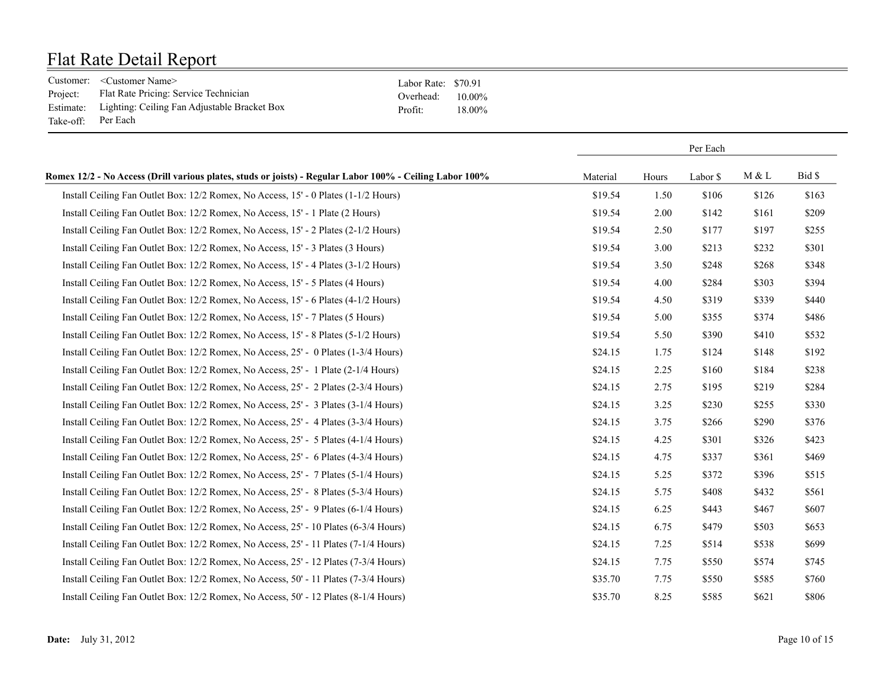# Flat Rate Detail Report

Customer: <Customer Name>
Project: Flat Rate Pricing: Service Technician
Estimate: Lighting: Ceiling Fan Adjustable Bracket Box
Take-off: Per Each

Labor Rate: $70.91
Overhead: 10.00%
Profit: 18.00%

| | Per Each | | | | |
|---|---|---|---|---|---|
| **Romex 12/2 - No Access (Drill various plates, studs or joists) - Regular Labor 100% - Ceiling Labor 100%** | Material | Hours | Labor $ | M & L | Bid $ |
| Install Ceiling Fan Outlet Box: 12/2 Romex, No Access, 15' - 0 Plates (1-1/2 Hours) | $19.54 | 1.50 | $106 | $126 | $163 |
| Install Ceiling Fan Outlet Box: 12/2 Romex, No Access, 15' - 1 Plate (2 Hours) | $19.54 | 2.00 | $142 | $161 | $209 |
| Install Ceiling Fan Outlet Box: 12/2 Romex, No Access, 15' - 2 Plates (2-1/2 Hours) | $19.54 | 2.50 | $177 | $197 | $255 |
| Install Ceiling Fan Outlet Box: 12/2 Romex, No Access, 15' - 3 Plates (3 Hours) | $19.54 | 3.00 | $213 | $232 | $301 |
| Install Ceiling Fan Outlet Box: 12/2 Romex, No Access, 15' - 4 Plates (3-1/2 Hours) | $19.54 | 3.50 | $248 | $268 | $348 |
| Install Ceiling Fan Outlet Box: 12/2 Romex, No Access, 15' - 5 Plates (4 Hours) | $19.54 | 4.00 | $284 | $303 | $394 |
| Install Ceiling Fan Outlet Box: 12/2 Romex, No Access, 15' - 6 Plates (4-1/2 Hours) | $19.54 | 4.50 | $319 | $339 | $440 |
| Install Ceiling Fan Outlet Box: 12/2 Romex, No Access, 15' - 7 Plates (5 Hours) | $19.54 | 5.00 | $355 | $374 | $486 |
| Install Ceiling Fan Outlet Box: 12/2 Romex, No Access, 15' - 8 Plates (5-1/2 Hours) | $19.54 | 5.50 | $390 | $410 | $532 |
| Install Ceiling Fan Outlet Box: 12/2 Romex, No Access, 25' - 0 Plates (1-3/4 Hours) | $24.15 | 1.75 | $124 | $148 | $192 |
| Install Ceiling Fan Outlet Box: 12/2 Romex, No Access, 25' - 1 Plate (2-1/4 Hours) | $24.15 | 2.25 | $160 | $184 | $238 |
| Install Ceiling Fan Outlet Box: 12/2 Romex, No Access, 25' - 2 Plates (2-3/4 Hours) | $24.15 | 2.75 | $195 | $219 | $284 |
| Install Ceiling Fan Outlet Box: 12/2 Romex, No Access, 25' - 3 Plates (3-1/4 Hours) | $24.15 | 3.25 | $230 | $255 | $330 |
| Install Ceiling Fan Outlet Box: 12/2 Romex, No Access, 25' - 4 Plates (3-3/4 Hours) | $24.15 | 3.75 | $266 | $290 | $376 |
| Install Ceiling Fan Outlet Box: 12/2 Romex, No Access, 25' - 5 Plates (4-1/4 Hours) | $24.15 | 4.25 | $301 | $326 | $423 |
| Install Ceiling Fan Outlet Box: 12/2 Romex, No Access, 25' - 6 Plates (4-3/4 Hours) | $24.15 | 4.75 | $337 | $361 | $469 |
| Install Ceiling Fan Outlet Box: 12/2 Romex, No Access, 25' - 7 Plates (5-1/4 Hours) | $24.15 | 5.25 | $372 | $396 | $515 |
| Install Ceiling Fan Outlet Box: 12/2 Romex, No Access, 25' - 8 Plates (5-3/4 Hours) | $24.15 | 5.75 | $408 | $432 | $561 |
| Install Ceiling Fan Outlet Box: 12/2 Romex, No Access, 25' - 9 Plates (6-1/4 Hours) | $24.15 | 6.25 | $443 | $467 | $607 |
| Install Ceiling Fan Outlet Box: 12/2 Romex, No Access, 25' - 10 Plates (6-3/4 Hours) | $24.15 | 6.75 | $479 | $503 | $653 |
| Install Ceiling Fan Outlet Box: 12/2 Romex, No Access, 25' - 11 Plates (7-1/4 Hours) | $24.15 | 7.25 | $514 | $538 | $699 |
| Install Ceiling Fan Outlet Box: 12/2 Romex, No Access, 25' - 12 Plates (7-3/4 Hours) | $24.15 | 7.75 | $550 | $574 | $745 |
| Install Ceiling Fan Outlet Box: 12/2 Romex, No Access, 50' - 11 Plates (7-3/4 Hours) | $35.70 | 7.75 | $550 | $585 | $760 |
| Install Ceiling Fan Outlet Box: 12/2 Romex, No Access, 50' - 12 Plates (8-1/4 Hours) | $35.70 | 8.25 | $585 | $621 | $806 |

**Date:** July 31, 2012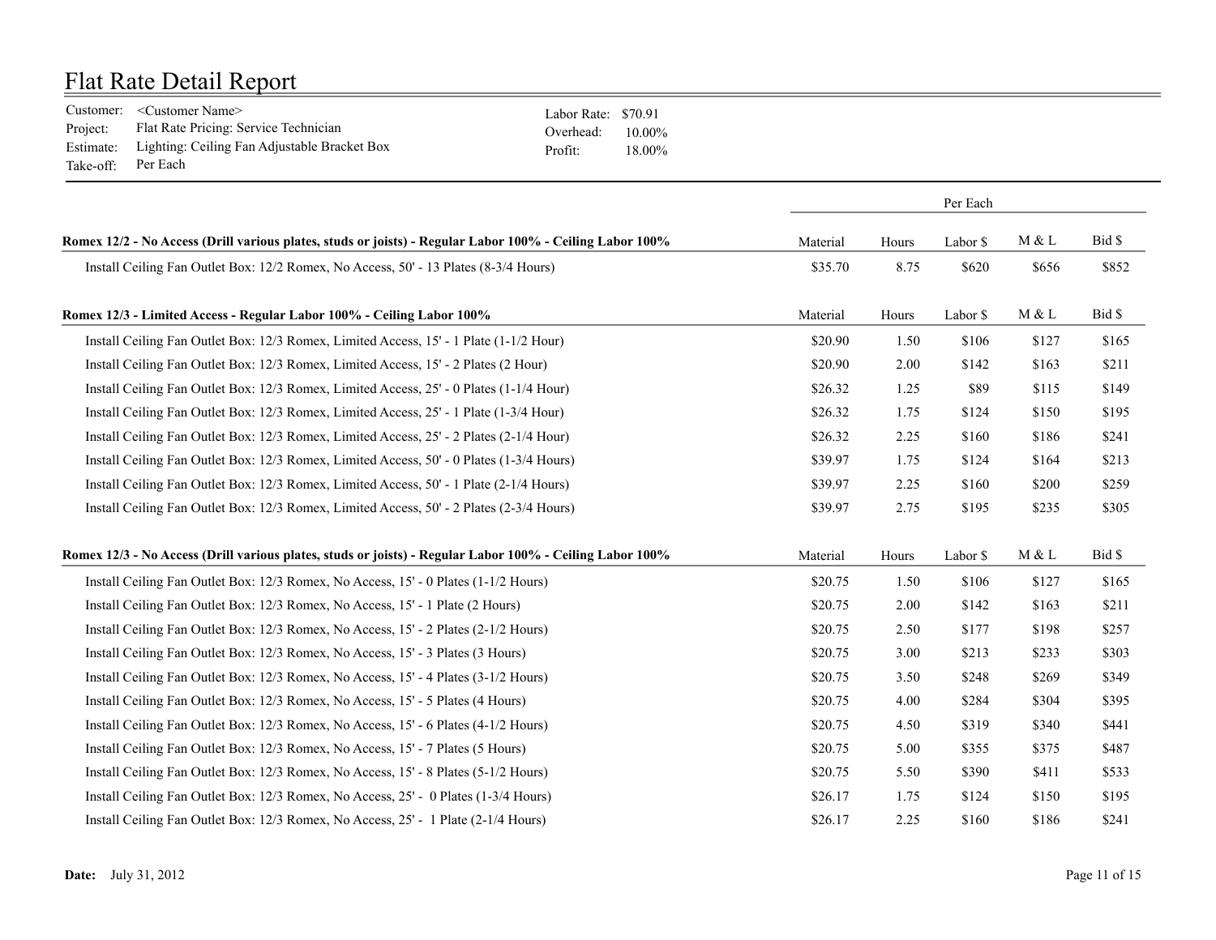# Flat Rate Detail Report

Customer: <Customer Name>
Project: Flat Rate Pricing: Service Technician
Estimate: Lighting: Ceiling Fan Adjustable Bracket Box
Take-off: Per Each

Labor Rate: $70.91
Overhead: 10.00%
Profit: 18.00%

| | Per Each | | | | |
|---|---|---|---|---|---|
| **Romex 12/2 - No Access (Drill various plates, studs or joists) - Regular Labor 100% - Ceiling Labor 100%** | Material | Hours | Labor $ | M & L | Bid $ |
| Install Ceiling Fan Outlet Box: 12/2 Romex, No Access, 50' - 13 Plates (8-3/4 Hours) | $35.70 | 8.75 | $620 | $656 | $852 |
| **Romex 12/3 - Limited Access - Regular Labor 100% - Ceiling Labor 100%** | Material | Hours | Labor $ | M & L | Bid $ |
| Install Ceiling Fan Outlet Box: 12/3 Romex, Limited Access, 15' - 1 Plate (1-1/2 Hour) | $20.90 | 1.50 | $106 | $127 | $165 |
| Install Ceiling Fan Outlet Box: 12/3 Romex, Limited Access, 15' - 2 Plates (2 Hour) | $20.90 | 2.00 | $142 | $163 | $211 |
| Install Ceiling Fan Outlet Box: 12/3 Romex, Limited Access, 25' - 0 Plates (1-1/4 Hour) | $26.32 | 1.25 | $89 | $115 | $149 |
| Install Ceiling Fan Outlet Box: 12/3 Romex, Limited Access, 25' - 1 Plate (1-3/4 Hour) | $26.32 | 1.75 | $124 | $150 | $195 |
| Install Ceiling Fan Outlet Box: 12/3 Romex, Limited Access, 25' - 2 Plates (2-1/4 Hour) | $26.32 | 2.25 | $160 | $186 | $241 |
| Install Ceiling Fan Outlet Box: 12/3 Romex, Limited Access, 50' - 0 Plates (1-3/4 Hours) | $39.97 | 1.75 | $124 | $164 | $213 |
| Install Ceiling Fan Outlet Box: 12/3 Romex, Limited Access, 50' - 1 Plate (2-1/4 Hours) | $39.97 | 2.25 | $160 | $200 | $259 |
| Install Ceiling Fan Outlet Box: 12/3 Romex, Limited Access, 50' - 2 Plates (2-3/4 Hours) | $39.97 | 2.75 | $195 | $235 | $305 |
| **Romex 12/3 - No Access (Drill various plates, studs or joists) - Regular Labor 100% - Ceiling Labor 100%** | Material | Hours | Labor $ | M & L | Bid $ |
| Install Ceiling Fan Outlet Box: 12/3 Romex, No Access, 15' - 0 Plates (1-1/2 Hours) | $20.75 | 1.50 | $106 | $127 | $165 |
| Install Ceiling Fan Outlet Box: 12/3 Romex, No Access, 15' - 1 Plate (2 Hours) | $20.75 | 2.00 | $142 | $163 | $211 |
| Install Ceiling Fan Outlet Box: 12/3 Romex, No Access, 15' - 2 Plates (2-1/2 Hours) | $20.75 | 2.50 | $177 | $198 | $257 |
| Install Ceiling Fan Outlet Box: 12/3 Romex, No Access, 15' - 3 Plates (3 Hours) | $20.75 | 3.00 | $213 | $233 | $303 |
| Install Ceiling Fan Outlet Box: 12/3 Romex, No Access, 15' - 4 Plates (3-1/2 Hours) | $20.75 | 3.50 | $248 | $269 | $349 |
| Install Ceiling Fan Outlet Box: 12/3 Romex, No Access, 15' - 5 Plates (4 Hours) | $20.75 | 4.00 | $284 | $304 | $395 |
| Install Ceiling Fan Outlet Box: 12/3 Romex, No Access, 15' - 6 Plates (4-1/2 Hours) | $20.75 | 4.50 | $319 | $340 | $441 |
| Install Ceiling Fan Outlet Box: 12/3 Romex, No Access, 15' - 7 Plates (5 Hours) | $20.75 | 5.00 | $355 | $375 | $487 |
| Install Ceiling Fan Outlet Box: 12/3 Romex, No Access, 15' - 8 Plates (5-1/2 Hours) | $20.75 | 5.50 | $390 | $411 | $533 |
| Install Ceiling Fan Outlet Box: 12/3 Romex, No Access, 25' - 0 Plates (1-3/4 Hours) | $26.17 | 1.75 | $124 | $150 | $195 |
| Install Ceiling Fan Outlet Box: 12/3 Romex, No Access, 25' - 1 Plate (2-1/4 Hours) | $26.17 | 2.25 | $160 | $186 | $241 |

**Date:** July 31, 2012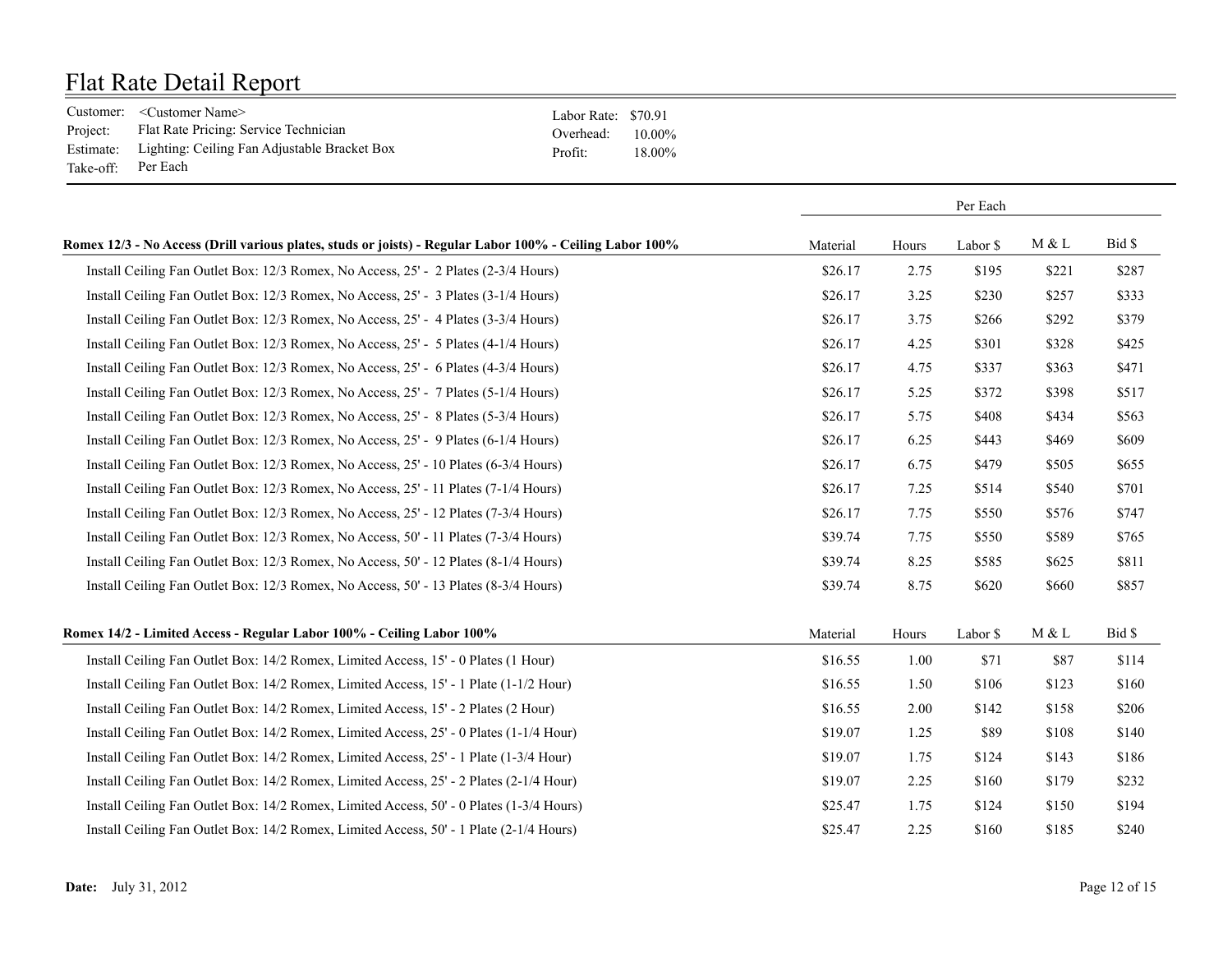# Flat Rate Detail Report

Customer: <Customer Name>
Project: Flat Rate Pricing: Service Technician
Estimate: Lighting: Ceiling Fan Adjustable Bracket Box
Take-off: Per Each

Labor Rate: $70.91
Overhead: 10.00%
Profit: 18.00%

| | Per Each | | | | |
|---|---|---|---|---|---|
| **Romex 12/3 - No Access (Drill various plates, studs or joists) - Regular Labor 100% - Ceiling Labor 100%** | Material | Hours | Labor $ | M & L | Bid $ |
| Install Ceiling Fan Outlet Box: 12/3 Romex, No Access, 25' - 2 Plates (2-3/4 Hours) | $26.17 | 2.75 | $195 | $221 | $287 |
| Install Ceiling Fan Outlet Box: 12/3 Romex, No Access, 25' - 3 Plates (3-1/4 Hours) | $26.17 | 3.25 | $230 | $257 | $333 |
| Install Ceiling Fan Outlet Box: 12/3 Romex, No Access, 25' - 4 Plates (3-3/4 Hours) | $26.17 | 3.75 | $266 | $292 | $379 |
| Install Ceiling Fan Outlet Box: 12/3 Romex, No Access, 25' - 5 Plates (4-1/4 Hours) | $26.17 | 4.25 | $301 | $328 | $425 |
| Install Ceiling Fan Outlet Box: 12/3 Romex, No Access, 25' - 6 Plates (4-3/4 Hours) | $26.17 | 4.75 | $337 | $363 | $471 |
| Install Ceiling Fan Outlet Box: 12/3 Romex, No Access, 25' - 7 Plates (5-1/4 Hours) | $26.17 | 5.25 | $372 | $398 | $517 |
| Install Ceiling Fan Outlet Box: 12/3 Romex, No Access, 25' - 8 Plates (5-3/4 Hours) | $26.17 | 5.75 | $408 | $434 | $563 |
| Install Ceiling Fan Outlet Box: 12/3 Romex, No Access, 25' - 9 Plates (6-1/4 Hours) | $26.17 | 6.25 | $443 | $469 | $609 |
| Install Ceiling Fan Outlet Box: 12/3 Romex, No Access, 25' - 10 Plates (6-3/4 Hours) | $26.17 | 6.75 | $479 | $505 | $655 |
| Install Ceiling Fan Outlet Box: 12/3 Romex, No Access, 25' - 11 Plates (7-1/4 Hours) | $26.17 | 7.25 | $514 | $540 | $701 |
| Install Ceiling Fan Outlet Box: 12/3 Romex, No Access, 25' - 12 Plates (7-3/4 Hours) | $26.17 | 7.75 | $550 | $576 | $747 |
| Install Ceiling Fan Outlet Box: 12/3 Romex, No Access, 50' - 11 Plates (7-3/4 Hours) | $39.74 | 7.75 | $550 | $589 | $765 |
| Install Ceiling Fan Outlet Box: 12/3 Romex, No Access, 50' - 12 Plates (8-1/4 Hours) | $39.74 | 8.25 | $585 | $625 | $811 |
| Install Ceiling Fan Outlet Box: 12/3 Romex, No Access, 50' - 13 Plates (8-3/4 Hours) | $39.74 | 8.75 | $620 | $660 | $857 |
| **Romex 14/2 - Limited Access - Regular Labor 100% - Ceiling Labor 100%** | Material | Hours | Labor $ | M & L | Bid $ |
| Install Ceiling Fan Outlet Box: 14/2 Romex, Limited Access, 15' - 0 Plates (1 Hour) | $16.55 | 1.00 | $71 | $87 | $114 |
| Install Ceiling Fan Outlet Box: 14/2 Romex, Limited Access, 15' - 1 Plate (1-1/2 Hour) | $16.55 | 1.50 | $106 | $123 | $160 |
| Install Ceiling Fan Outlet Box: 14/2 Romex, Limited Access, 15' - 2 Plates (2 Hour) | $16.55 | 2.00 | $142 | $158 | $206 |
| Install Ceiling Fan Outlet Box: 14/2 Romex, Limited Access, 25' - 0 Plates (1-1/4 Hour) | $19.07 | 1.25 | $89 | $108 | $140 |
| Install Ceiling Fan Outlet Box: 14/2 Romex, Limited Access, 25' - 1 Plate (1-3/4 Hour) | $19.07 | 1.75 | $124 | $143 | $186 |
| Install Ceiling Fan Outlet Box: 14/2 Romex, Limited Access, 25' - 2 Plates (2-1/4 Hour) | $19.07 | 2.25 | $160 | $179 | $232 |
| Install Ceiling Fan Outlet Box: 14/2 Romex, Limited Access, 50' - 0 Plates (1-3/4 Hours) | $25.47 | 1.75 | $124 | $150 | $194 |
| Install Ceiling Fan Outlet Box: 14/2 Romex, Limited Access, 50' - 1 Plate (2-1/4 Hours) | $25.47 | 2.25 | $160 | $185 | $240 |

**Date:** July 31, 2012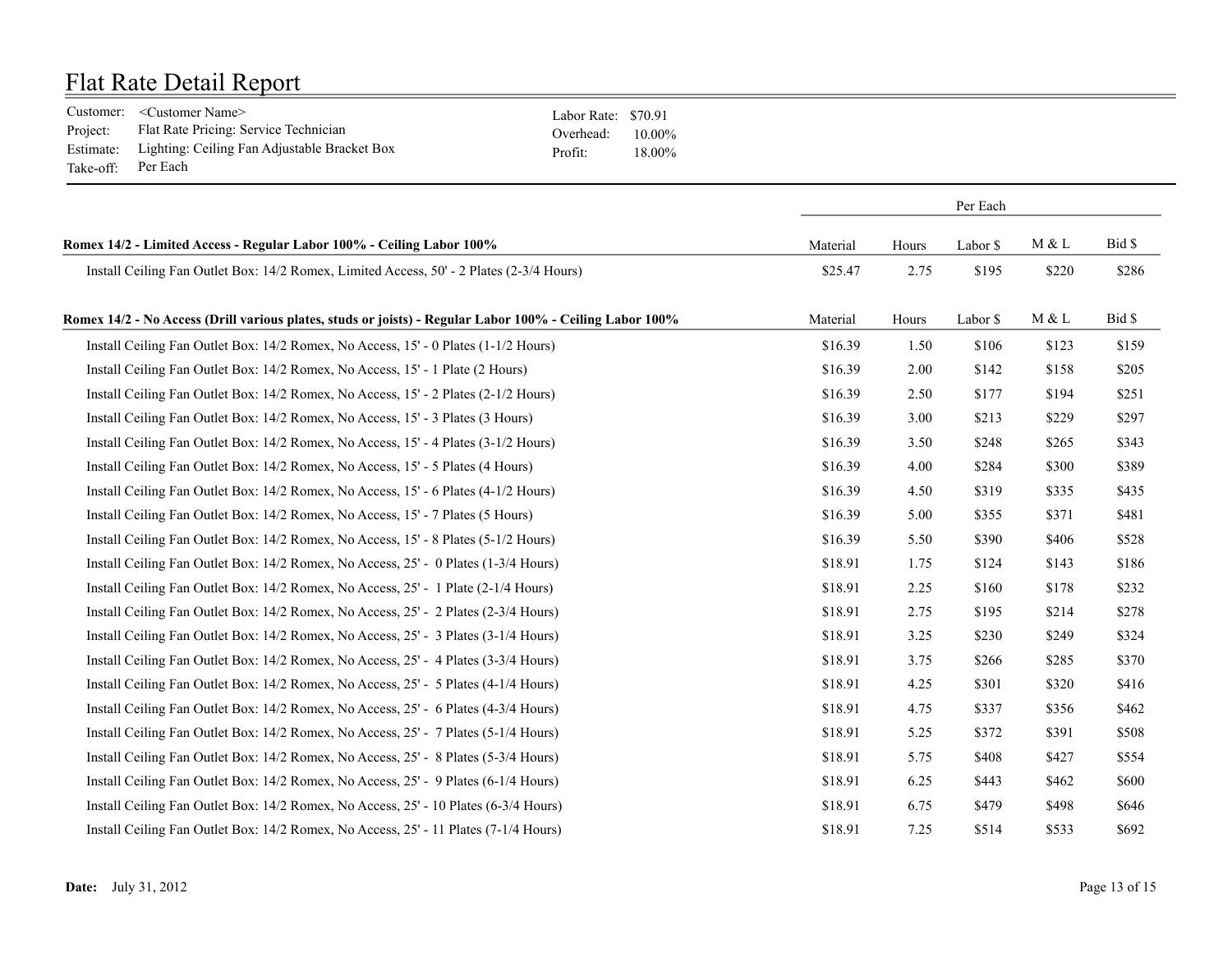# Flat Rate Detail Report

Customer: <Customer Name>
Project: Flat Rate Pricing: Service Technician
Estimate: Lighting: Ceiling Fan Adjustable Bracket Box
Take-off: Per Each

Labor Rate: $70.91
Overhead: 10.00%
Profit: 18.00%

| | Per Each | | | | |
|---|---|---|---|---|---|
| **Romex 14/2 - Limited Access - Regular Labor 100% - Ceiling Labor 100%** | Material | Hours | Labor $ | M & L | Bid $ |
| Install Ceiling Fan Outlet Box: 14/2 Romex, Limited Access, 50' - 2 Plates (2-3/4 Hours) | $25.47 | 2.75 | $195 | $220 | $286 |
| **Romex 14/2 - No Access (Drill various plates, studs or joists) - Regular Labor 100% - Ceiling Labor 100%** | Material | Hours | Labor $ | M & L | Bid $ |
| Install Ceiling Fan Outlet Box: 14/2 Romex, No Access, 15' - 0 Plates (1-1/2 Hours) | $16.39 | 1.50 | $106 | $123 | $159 |
| Install Ceiling Fan Outlet Box: 14/2 Romex, No Access, 15' - 1 Plate (2 Hours) | $16.39 | 2.00 | $142 | $158 | $205 |
| Install Ceiling Fan Outlet Box: 14/2 Romex, No Access, 15' - 2 Plates (2-1/2 Hours) | $16.39 | 2.50 | $177 | $194 | $251 |
| Install Ceiling Fan Outlet Box: 14/2 Romex, No Access, 15' - 3 Plates (3 Hours) | $16.39 | 3.00 | $213 | $229 | $297 |
| Install Ceiling Fan Outlet Box: 14/2 Romex, No Access, 15' - 4 Plates (3-1/2 Hours) | $16.39 | 3.50 | $248 | $265 | $343 |
| Install Ceiling Fan Outlet Box: 14/2 Romex, No Access, 15' - 5 Plates (4 Hours) | $16.39 | 4.00 | $284 | $300 | $389 |
| Install Ceiling Fan Outlet Box: 14/2 Romex, No Access, 15' - 6 Plates (4-1/2 Hours) | $16.39 | 4.50 | $319 | $335 | $435 |
| Install Ceiling Fan Outlet Box: 14/2 Romex, No Access, 15' - 7 Plates (5 Hours) | $16.39 | 5.00 | $355 | $371 | $481 |
| Install Ceiling Fan Outlet Box: 14/2 Romex, No Access, 15' - 8 Plates (5-1/2 Hours) | $16.39 | 5.50 | $390 | $406 | $528 |
| Install Ceiling Fan Outlet Box: 14/2 Romex, No Access, 25' - 0 Plates (1-3/4 Hours) | $18.91 | 1.75 | $124 | $143 | $186 |
| Install Ceiling Fan Outlet Box: 14/2 Romex, No Access, 25' - 1 Plate (2-1/4 Hours) | $18.91 | 2.25 | $160 | $178 | $232 |
| Install Ceiling Fan Outlet Box: 14/2 Romex, No Access, 25' - 2 Plates (2-3/4 Hours) | $18.91 | 2.75 | $195 | $214 | $278 |
| Install Ceiling Fan Outlet Box: 14/2 Romex, No Access, 25' - 3 Plates (3-1/4 Hours) | $18.91 | 3.25 | $230 | $249 | $324 |
| Install Ceiling Fan Outlet Box: 14/2 Romex, No Access, 25' - 4 Plates (3-3/4 Hours) | $18.91 | 3.75 | $266 | $285 | $370 |
| Install Ceiling Fan Outlet Box: 14/2 Romex, No Access, 25' - 5 Plates (4-1/4 Hours) | $18.91 | 4.25 | $301 | $320 | $416 |
| Install Ceiling Fan Outlet Box: 14/2 Romex, No Access, 25' - 6 Plates (4-3/4 Hours) | $18.91 | 4.75 | $337 | $356 | $462 |
| Install Ceiling Fan Outlet Box: 14/2 Romex, No Access, 25' - 7 Plates (5-1/4 Hours) | $18.91 | 5.25 | $372 | $391 | $508 |
| Install Ceiling Fan Outlet Box: 14/2 Romex, No Access, 25' - 8 Plates (5-3/4 Hours) | $18.91 | 5.75 | $408 | $427 | $554 |
| Install Ceiling Fan Outlet Box: 14/2 Romex, No Access, 25' - 9 Plates (6-1/4 Hours) | $18.91 | 6.25 | $443 | $462 | $600 |
| Install Ceiling Fan Outlet Box: 14/2 Romex, No Access, 25' - 10 Plates (6-3/4 Hours) | $18.91 | 6.75 | $479 | $498 | $646 |
| Install Ceiling Fan Outlet Box: 14/2 Romex, No Access, 25' - 11 Plates (7-1/4 Hours) | $18.91 | 7.25 | $514 | $533 | $692 |

**Date:** July 31, 2012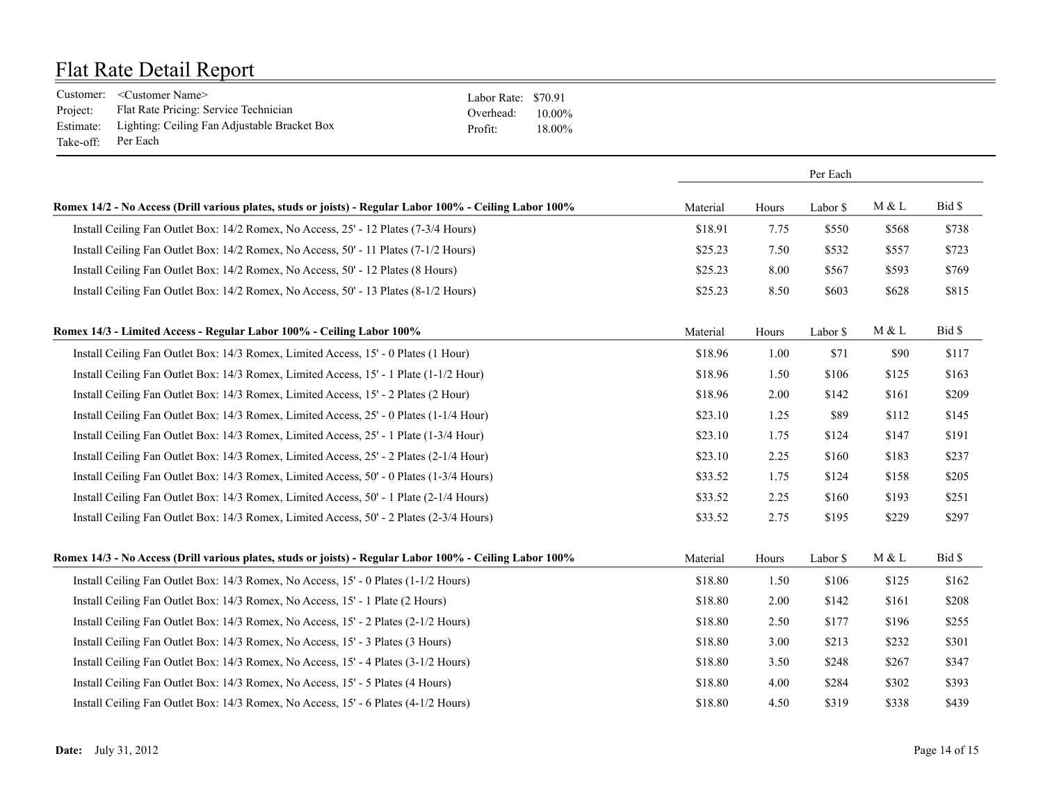# Flat Rate Detail Report

Customer: <Customer Name>
Project: Flat Rate Pricing: Service Technician
Estimate: Lighting: Ceiling Fan Adjustable Bracket Box
Take-off: Per Each

Labor Rate: $70.91
Overhead: 10.00%
Profit: 18.00%

| | Per Each | | | | |
|---|---|---|---|---|---|
| **Romex 14/2 - No Access (Drill various plates, studs or joists) - Regular Labor 100% - Ceiling Labor 100%** | Material | Hours | Labor $ | M & L | Bid $ |
| Install Ceiling Fan Outlet Box: 14/2 Romex, No Access, 25' - 12 Plates (7-3/4 Hours) | $18.91 | 7.75 | $550 | $568 | $738 |
| Install Ceiling Fan Outlet Box: 14/2 Romex, No Access, 50' - 11 Plates (7-1/2 Hours) | $25.23 | 7.50 | $532 | $557 | $723 |
| Install Ceiling Fan Outlet Box: 14/2 Romex, No Access, 50' - 12 Plates (8 Hours) | $25.23 | 8.00 | $567 | $593 | $769 |
| Install Ceiling Fan Outlet Box: 14/2 Romex, No Access, 50' - 13 Plates (8-1/2 Hours) | $25.23 | 8.50 | $603 | $628 | $815 |
| **Romex 14/3 - Limited Access - Regular Labor 100% - Ceiling Labor 100%** | Material | Hours | Labor $ | M & L | Bid $ |
| Install Ceiling Fan Outlet Box: 14/3 Romex, Limited Access, 15' - 0 Plates (1 Hour) | $18.96 | 1.00 | $71 | $90 | $117 |
| Install Ceiling Fan Outlet Box: 14/3 Romex, Limited Access, 15' - 1 Plate (1-1/2 Hour) | $18.96 | 1.50 | $106 | $125 | $163 |
| Install Ceiling Fan Outlet Box: 14/3 Romex, Limited Access, 15' - 2 Plates (2 Hour) | $18.96 | 2.00 | $142 | $161 | $209 |
| Install Ceiling Fan Outlet Box: 14/3 Romex, Limited Access, 25' - 0 Plates (1-1/4 Hour) | $23.10 | 1.25 | $89 | $112 | $145 |
| Install Ceiling Fan Outlet Box: 14/3 Romex, Limited Access, 25' - 1 Plate (1-3/4 Hour) | $23.10 | 1.75 | $124 | $147 | $191 |
| Install Ceiling Fan Outlet Box: 14/3 Romex, Limited Access, 25' - 2 Plates (2-1/4 Hour) | $23.10 | 2.25 | $160 | $183 | $237 |
| Install Ceiling Fan Outlet Box: 14/3 Romex, Limited Access, 50' - 0 Plates (1-3/4 Hours) | $33.52 | 1.75 | $124 | $158 | $205 |
| Install Ceiling Fan Outlet Box: 14/3 Romex, Limited Access, 50' - 1 Plate (2-1/4 Hours) | $33.52 | 2.25 | $160 | $193 | $251 |
| Install Ceiling Fan Outlet Box: 14/3 Romex, Limited Access, 50' - 2 Plates (2-3/4 Hours) | $33.52 | 2.75 | $195 | $229 | $297 |
| **Romex 14/3 - No Access (Drill various plates, studs or joists) - Regular Labor 100% - Ceiling Labor 100%** | Material | Hours | Labor $ | M & L | Bid $ |
| Install Ceiling Fan Outlet Box: 14/3 Romex, No Access, 15' - 0 Plates (1-1/2 Hours) | $18.80 | 1.50 | $106 | $125 | $162 |
| Install Ceiling Fan Outlet Box: 14/3 Romex, No Access, 15' - 1 Plate (2 Hours) | $18.80 | 2.00 | $142 | $161 | $208 |
| Install Ceiling Fan Outlet Box: 14/3 Romex, No Access, 15' - 2 Plates (2-1/2 Hours) | $18.80 | 2.50 | $177 | $196 | $255 |
| Install Ceiling Fan Outlet Box: 14/3 Romex, No Access, 15' - 3 Plates (3 Hours) | $18.80 | 3.00 | $213 | $232 | $301 |
| Install Ceiling Fan Outlet Box: 14/3 Romex, No Access, 15' - 4 Plates (3-1/2 Hours) | $18.80 | 3.50 | $248 | $267 | $347 |
| Install Ceiling Fan Outlet Box: 14/3 Romex, No Access, 15' - 5 Plates (4 Hours) | $18.80 | 4.00 | $284 | $302 | $393 |
| Install Ceiling Fan Outlet Box: 14/3 Romex, No Access, 15' - 6 Plates (4-1/2 Hours) | $18.80 | 4.50 | $319 | $338 | $439 |

**Date:** July 31, 2012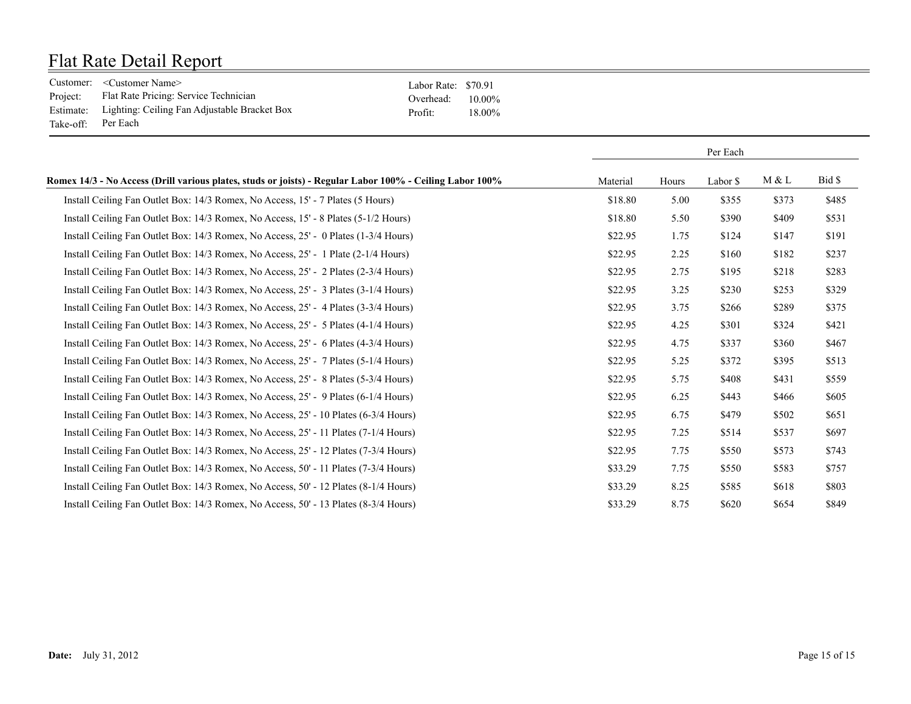# Flat Rate Detail Report

Customer: <Customer Name>
Project: Flat Rate Pricing: Service Technician
Estimate: Lighting: Ceiling Fan Adjustable Bracket Box
Take-off: Per Each

Labor Rate: $70.91
Overhead: 10.00%
Profit: 18.00%

| | Per Each | | | | |
|---|---|---|---|---|---|
| **Romex 14/3 - No Access (Drill various plates, studs or joists) - Regular Labor 100% - Ceiling Labor 100%** | Material | Hours | Labor $ | M & L | Bid $ |
| Install Ceiling Fan Outlet Box: 14/3 Romex, No Access, 15' - 7 Plates (5 Hours) | $18.80 | 5.00 | $355 | $373 | $485 |
| Install Ceiling Fan Outlet Box: 14/3 Romex, No Access, 15' - 8 Plates (5-1/2 Hours) | $18.80 | 5.50 | $390 | $409 | $531 |
| Install Ceiling Fan Outlet Box: 14/3 Romex, No Access, 25' - 0 Plates (1-3/4 Hours) | $22.95 | 1.75 | $124 | $147 | $191 |
| Install Ceiling Fan Outlet Box: 14/3 Romex, No Access, 25' - 1 Plate (2-1/4 Hours) | $22.95 | 2.25 | $160 | $182 | $237 |
| Install Ceiling Fan Outlet Box: 14/3 Romex, No Access, 25' - 2 Plates (2-3/4 Hours) | $22.95 | 2.75 | $195 | $218 | $283 |
| Install Ceiling Fan Outlet Box: 14/3 Romex, No Access, 25' - 3 Plates (3-1/4 Hours) | $22.95 | 3.25 | $230 | $253 | $329 |
| Install Ceiling Fan Outlet Box: 14/3 Romex, No Access, 25' - 4 Plates (3-3/4 Hours) | $22.95 | 3.75 | $266 | $289 | $375 |
| Install Ceiling Fan Outlet Box: 14/3 Romex, No Access, 25' - 5 Plates (4-1/4 Hours) | $22.95 | 4.25 | $301 | $324 | $421 |
| Install Ceiling Fan Outlet Box: 14/3 Romex, No Access, 25' - 6 Plates (4-3/4 Hours) | $22.95 | 4.75 | $337 | $360 | $467 |
| Install Ceiling Fan Outlet Box: 14/3 Romex, No Access, 25' - 7 Plates (5-1/4 Hours) | $22.95 | 5.25 | $372 | $395 | $513 |
| Install Ceiling Fan Outlet Box: 14/3 Romex, No Access, 25' - 8 Plates (5-3/4 Hours) | $22.95 | 5.75 | $408 | $431 | $559 |
| Install Ceiling Fan Outlet Box: 14/3 Romex, No Access, 25' - 9 Plates (6-1/4 Hours) | $22.95 | 6.25 | $443 | $466 | $605 |
| Install Ceiling Fan Outlet Box: 14/3 Romex, No Access, 25' - 10 Plates (6-3/4 Hours) | $22.95 | 6.75 | $479 | $502 | $651 |
| Install Ceiling Fan Outlet Box: 14/3 Romex, No Access, 25' - 11 Plates (7-1/4 Hours) | $22.95 | 7.25 | $514 | $537 | $697 |
| Install Ceiling Fan Outlet Box: 14/3 Romex, No Access, 25' - 12 Plates (7-3/4 Hours) | $22.95 | 7.75 | $550 | $573 | $743 |
| Install Ceiling Fan Outlet Box: 14/3 Romex, No Access, 50' - 11 Plates (7-3/4 Hours) | $33.29 | 7.75 | $550 | $583 | $757 |
| Install Ceiling Fan Outlet Box: 14/3 Romex, No Access, 50' - 12 Plates (8-1/4 Hours) | $33.29 | 8.25 | $585 | $618 | $803 |
| Install Ceiling Fan Outlet Box: 14/3 Romex, No Access, 50' - 13 Plates (8-3/4 Hours) | $33.29 | 8.75 | $620 | $654 | $849 |

**Date:** July 31, 2012